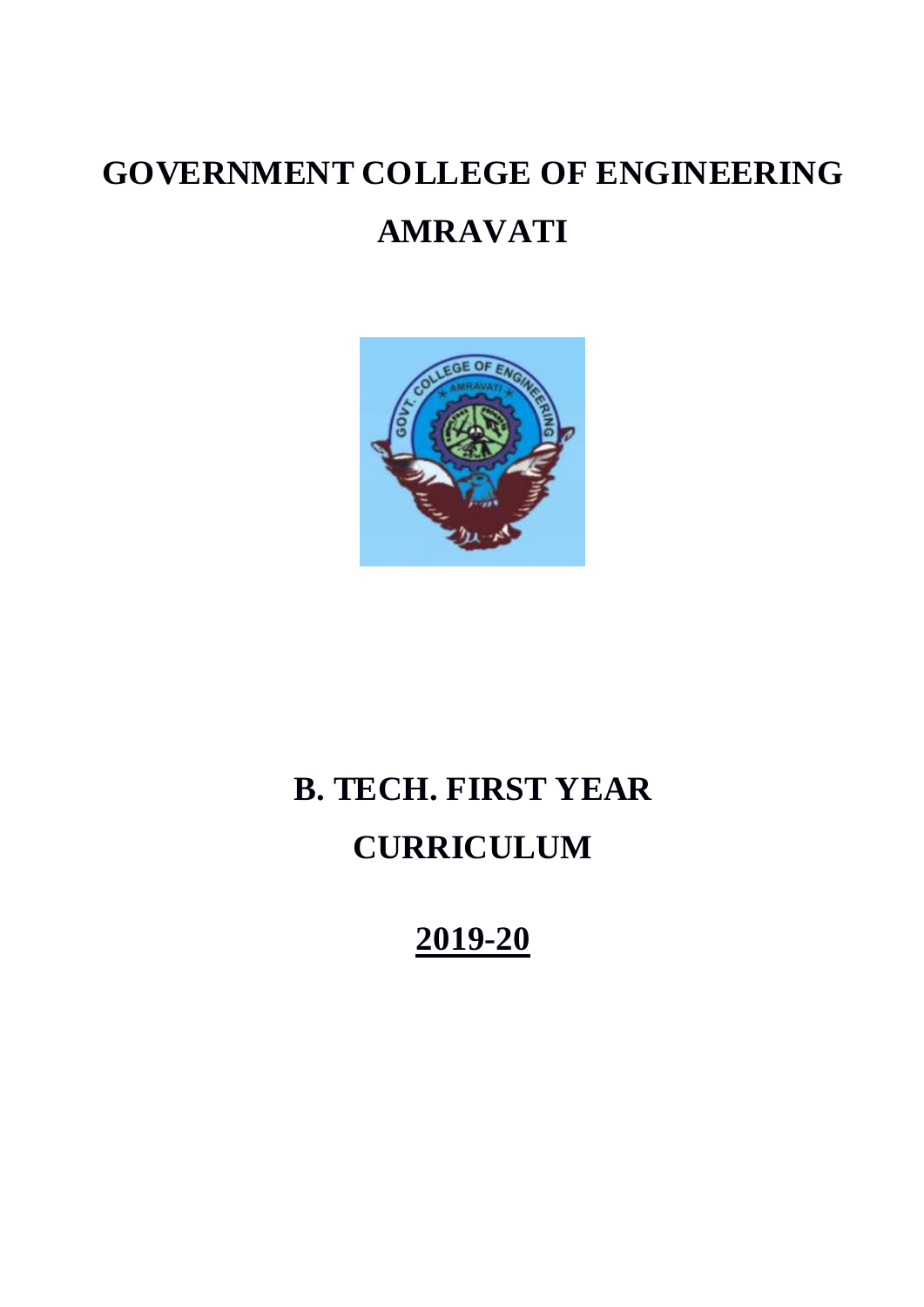# GOVERNMENT COLLEGE OF ENGINEERING AMRAVATI

# B. TECH. FIRST YEAR CURRICULUM

## 2019-20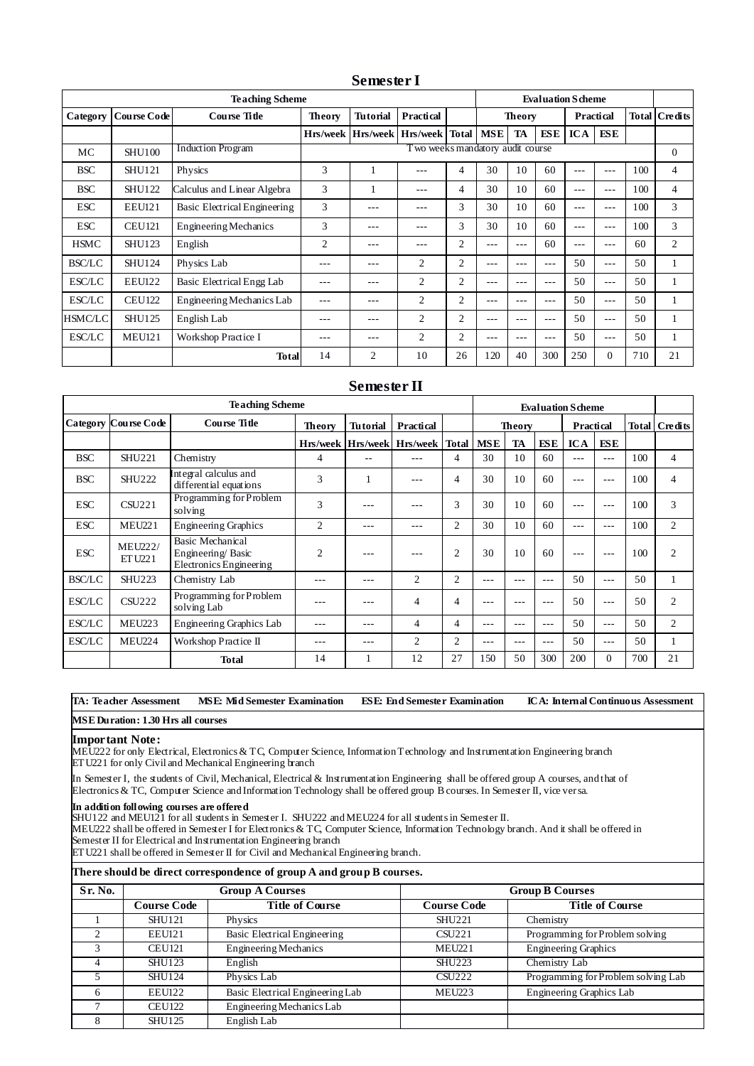## Semester I

| Teaching Scheme | | | | | | | | Evaluation Scheme | | | | | | |
|---|---|---|---|---|---|---|---|---|---|---|---|---|---|---|
| Category | Course Code | Course Title | Theory | Tutorial | Practical | | Theory | | | Practical | | Total | Credits |
| | | | Hrs/week | Hrs/week | Hrs/week | Total | MSE | TA | ESE | ICA | ESE | | |
| MC | SHU100 | Induction Program | Two weeks mandatory audit course | | | | | | | | | | 0 |
| BSC | SHU121 | Physics | 3 | 1 | --- | 4 | 30 | 10 | 60 | --- | --- | 100 | 4 |
| BSC | SHU122 | Calculus and Linear Algebra | 3 | 1 | --- | 4 | 30 | 10 | 60 | --- | --- | 100 | 4 |
| ESC | EEU121 | Basic Electrical Engineering | 3 | --- | --- | 3 | 30 | 10 | 60 | --- | --- | 100 | 3 |
| ESC | CEU121 | Engineering Mechanics | 3 | --- | --- | 3 | 30 | 10 | 60 | --- | --- | 100 | 3 |
| HSMC | SHU123 | English | 2 | --- | --- | 2 | --- | --- | 60 | --- | --- | 60 | 2 |
| BSC/LC | SHU124 | Physics Lab | --- | --- | 2 | 2 | --- | --- | --- | 50 | --- | 50 | 1 |
| ESC/LC | EEU122 | Basic Electrical Engg Lab | --- | --- | 2 | 2 | --- | --- | --- | 50 | --- | 50 | 1 |
| ESC/LC | CEU122 | Engineering Mechanics Lab | --- | --- | 2 | 2 | --- | --- | --- | 50 | --- | 50 | 1 |
| HSMC/LC | SHU125 | English Lab | --- | --- | 2 | 2 | --- | --- | --- | 50 | --- | 50 | 1 |
| ESC/LC | MEU121 | Workshop Practice I | --- | --- | 2 | 2 | --- | --- | --- | 50 | --- | 50 | 1 |
| | | **Total** | 14 | 2 | 10 | 26 | 120 | 40 | 300 | 250 | 0 | 710 | 21 |

## Semester II

| Teaching Scheme | | | | | | | | Evaluation Scheme | | | | | | |
|---|---|---|---|---|---|---|---|---|---|---|---|---|---|---|
| Category | Course Code | Course Title | Theory | Tutorial | Practical | | Theory | | | Practical | | Total | Credits |
| | | | Hrs/week | Hrs/week | Hrs/week | Total | MSE | TA | ESE | ICA | ESE | | |
| BSC | SHU221 | Chemistry | 4 | -- | --- | 4 | 30 | 10 | 60 | --- | --- | 100 | 4 |
| BSC | SHU222 | Integral calculus and differential equations | 3 | 1 | --- | 4 | 30 | 10 | 60 | --- | --- | 100 | 4 |
| ESC | CSU221 | Programming for Problem solving | 3 | --- | --- | 3 | 30 | 10 | 60 | --- | --- | 100 | 3 |
| ESC | MEU221 | Engineering Graphics | 2 | --- | --- | 2 | 30 | 10 | 60 | --- | --- | 100 | 2 |
| ESC | MEU222/ ETU221 | Basic Mechanical Engineering/ Basic Electronics Engineering | 2 | --- | --- | 2 | 30 | 10 | 60 | --- | --- | 100 | 2 |
| BSC/LC | SHU223 | Chemistry Lab | --- | --- | 2 | 2 | --- | --- | --- | 50 | --- | 50 | 1 |
| ESC/LC | CSU222 | Programming for Problem solving Lab | --- | --- | 4 | 4 | --- | --- | --- | 50 | --- | 50 | 2 |
| ESC/LC | MEU223 | Engineering Graphics Lab | --- | --- | 4 | 4 | --- | --- | --- | 50 | --- | 50 | 2 |
| ESC/LC | MEU224 | Workshop Practice II | --- | --- | 2 | 2 | --- | --- | --- | 50 | --- | 50 | 1 |
| | | **Total** | 14 | 1 | 12 | 27 | 150 | 50 | 300 | 200 | 0 | 700 | 21 |

**TA: Teacher Assessment** **MSE: Mid Semester Examination** **ESE: End Semester Examination** **ICA: Internal Continuous Assessment**

**MSE Duration: 1.30 Hrs all courses**

**Important Note:**
MEU222 for only Electrical, Electronics & TC, Computer Science, Information Technology and Instrumentation Engineering branch
ETU221 for only Civil and Mechanical Engineering branch

In Semester I, the students of Civil, Mechanical, Electrical & Instrumentation Engineering shall be offered group A courses, and that of Electronics & TC, Computer Science and Information Technology shall be offered group B courses. In Semester II, vice versa.

**In addition following courses are offered**
SHU122 and MEU121 for all students in Semester I. SHU222 and MEU224 for all students in Semester II.
MEU222 shall be offered in Semester I for Electronics & TC, Computer Science, Information Technology branch. And it shall be offered in Semester II for Electrical and Instrumentation Engineering branch
ETU221 shall be offered in Semester II for Civil and Mechanical Engineering branch.

**There should be direct correspondence of group A and group B courses.**

| Sr. No. | Group A Courses | | Group B Courses | |
|---|---|---|---|---|
| | Course Code | Title of Course | Course Code | Title of Course |
| 1 | SHU121 | Physics | SHU221 | Chemistry |
| 2 | EEU121 | Basic Electrical Engineering | CSU221 | Programming for Problem solving |
| 3 | CEU121 | Engineering Mechanics | MEU221 | Engineering Graphics |
| 4 | SHU123 | English | SHU223 | Chemistry Lab |
| 5 | SHU124 | Physics Lab | CSU222 | Programming for Problem solving Lab |
| 6 | EEU122 | Basic Electrical Engineering Lab | MEU223 | Engineering Graphics Lab |
| 7 | CEU122 | Engineering Mechanics Lab | | |
| 8 | SHU125 | English Lab | | |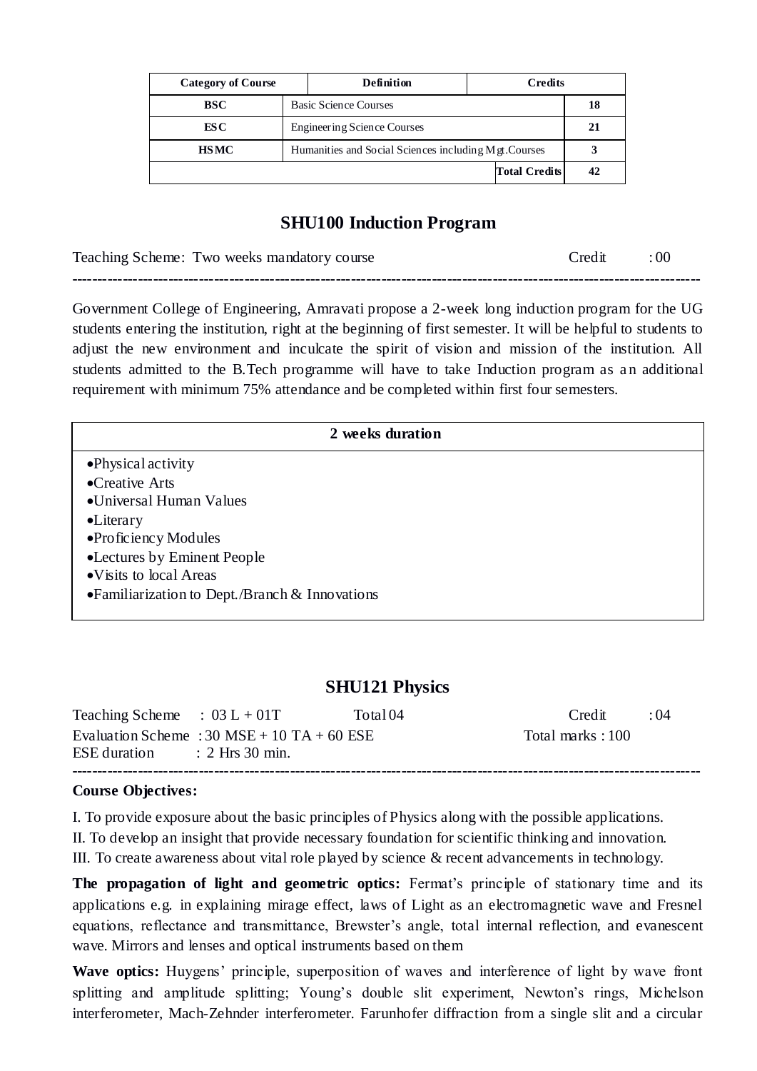| Category of Course | Definition | Credits |
|---|---|---|
| BSC | Basic Science Courses | 18 |
| ESC | Engineering Science Courses | 21 |
| HSMC | Humanities and Social Sciences including Mgt.Courses | 3 |
| | Total Credits | 42 |

## SHU100 Induction Program

Teaching Scheme: Two weeks mandatory course Credit : 00

---

Government College of Engineering, Amravati propose a 2-week long induction program for the UG students entering the institution, right at the beginning of first semester. It will be helpful to students to adjust the new environment and inculcate the spirit of vision and mission of the institution. All students admitted to the B.Tech programme will have to take Induction program as an additional requirement with minimum 75% attendance and be completed within first four semesters.

| 2 weeks duration |
|---|
| • Physical activity<br>• Creative Arts<br>• Universal Human Values<br>• Literary<br>• Proficiency Modules<br>• Lectures by Eminent People<br>• Visits to local Areas<br>• Familiarization to Dept./Branch & Innovations |

## SHU121 Physics

Teaching Scheme : 03 L + 01T Total 04 Credit : 04
Evaluation Scheme : 30 MSE + 10 TA + 60 ESE Total marks : 100
ESE duration : 2 Hrs 30 min.

---

**Course Objectives:**

I. To provide exposure about the basic principles of Physics along with the possible applications.
II. To develop an insight that provide necessary foundation for scientific thinking and innovation.
III. To create awareness about vital role played by science & recent advancements in technology.

**The propagation of light and geometric optics:** Fermat's principle of stationary time and its applications e.g. in explaining mirage effect, laws of Light as an electromagnetic wave and Fresnel equations, reflectance and transmittance, Brewster's angle, total internal reflection, and evanescent wave. Mirrors and lenses and optical instruments based on them

**Wave optics:** Huygens' principle, superposition of waves and interference of light by wave front splitting and amplitude splitting; Young's double slit experiment, Newton's rings, Michelson interferometer, Mach-Zehnder interferometer. Farunhofer diffraction from a single slit and a circular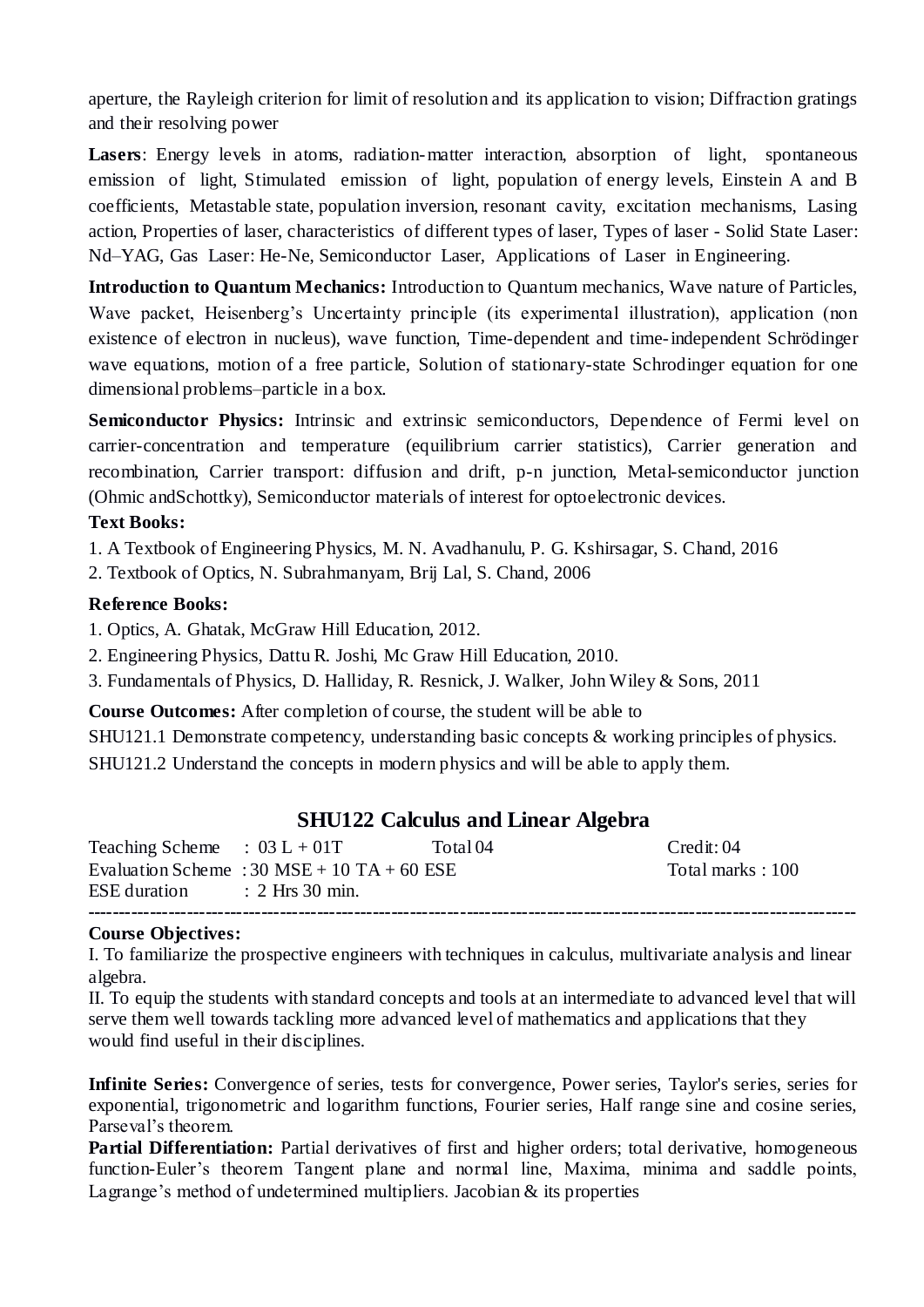aperture, the Rayleigh criterion for limit of resolution and its application to vision; Diffraction gratings and their resolving power

**Lasers**: Energy levels in atoms, radiation-matter interaction, absorption of light, spontaneous emission of light, Stimulated emission of light, population of energy levels, Einstein A and B coefficients, Metastable state, population inversion, resonant cavity, excitation mechanisms, Lasing action, Properties of laser, characteristics of different types of laser, Types of laser - Solid State Laser: Nd–YAG, Gas Laser: He-Ne, Semiconductor Laser, Applications of Laser in Engineering.

**Introduction to Quantum Mechanics:** Introduction to Quantum mechanics, Wave nature of Particles, Wave packet, Heisenberg's Uncertainty principle (its experimental illustration), application (non existence of electron in nucleus), wave function, Time-dependent and time-independent Schrödinger wave equations, motion of a free particle, Solution of stationary-state Schrodinger equation for one dimensional problems–particle in a box.

**Semiconductor Physics:** Intrinsic and extrinsic semiconductors, Dependence of Fermi level on carrier-concentration and temperature (equilibrium carrier statistics), Carrier generation and recombination, Carrier transport: diffusion and drift, p-n junction, Metal-semiconductor junction (Ohmic andSchottky), Semiconductor materials of interest for optoelectronic devices.

**Text Books:**

1. A Textbook of Engineering Physics, M. N. Avadhanulu, P. G. Kshirsagar, S. Chand, 2016
2. Textbook of Optics, N. Subrahmanyam, Brij Lal, S. Chand, 2006

**Reference Books:**

1. Optics, A. Ghatak, McGraw Hill Education, 2012.
2. Engineering Physics, Dattu R. Joshi, Mc Graw Hill Education, 2010.
3. Fundamentals of Physics, D. Halliday, R. Resnick, J. Walker, John Wiley & Sons, 2011

**Course Outcomes:** After completion of course, the student will be able to

SHU121.1 Demonstrate competency, understanding basic concepts & working principles of physics.

SHU121.2 Understand the concepts in modern physics and will be able to apply them.

## SHU122 Calculus and Linear Algebra

Teaching Scheme : 03 L + 01T Total 04 Credit: 04

Evaluation Scheme : 30 MSE + 10 TA + 60 ESE Total marks : 100

ESE duration : 2 Hrs 30 min.

---

**Course Objectives:**

I. To familiarize the prospective engineers with techniques in calculus, multivariate analysis and linear algebra.

II. To equip the students with standard concepts and tools at an intermediate to advanced level that will serve them well towards tackling more advanced level of mathematics and applications that they would find useful in their disciplines.

**Infinite Series:** Convergence of series, tests for convergence, Power series, Taylor's series, series for exponential, trigonometric and logarithm functions, Fourier series, Half range sine and cosine series, Parseval's theorem.

**Partial Differentiation:** Partial derivatives of first and higher orders; total derivative, homogeneous function-Euler's theorem Tangent plane and normal line, Maxima, minima and saddle points, Lagrange's method of undetermined multipliers. Jacobian & its properties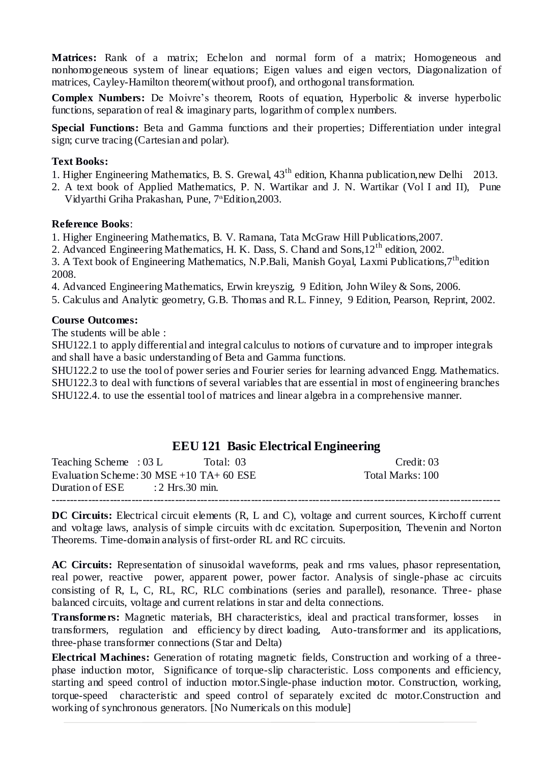**Matrices:** Rank of a matrix; Echelon and normal form of a matrix; Homogeneous and nonhomogeneous system of linear equations; Eigen values and eigen vectors, Diagonalization of matrices, Cayley-Hamilton theorem(without proof), and orthogonal transformation.

**Complex Numbers:** De Moivre's theorem, Roots of equation, Hyperbolic & inverse hyperbolic functions, separation of real & imaginary parts, logarithm of complex numbers.

**Special Functions:** Beta and Gamma functions and their properties; Differentiation under integral sign; curve tracing (Cartesian and polar).

**Text Books:**

1. Higher Engineering Mathematics, B. S. Grewal, 43$^{th}$ edition, Khanna publication,new Delhi 2013.
2. A text book of Applied Mathematics, P. N. Wartikar and J. N. Wartikar (Vol I and II), Pune Vidyarthi Griha Prakashan, Pune, 7$^{th}$Edition,2003.

**Reference Books**:

1. Higher Engineering Mathematics, B. V. Ramana, Tata McGraw Hill Publications,2007.
2. Advanced Engineering Mathematics, H. K. Dass, S. Chand and Sons,12$^{th}$ edition, 2002.
3. A Text book of Engineering Mathematics, N.P.Bali, Manish Goyal, Laxmi Publications,7$^{th}$edition 2008.
4. Advanced Engineering Mathematics, Erwin kreyszig, 9 Edition, John Wiley & Sons, 2006.
5. Calculus and Analytic geometry, G.B. Thomas and R.L. Finney, 9 Edition, Pearson, Reprint, 2002.

**Course Outcomes:**

The students will be able :

SHU122.1 to apply differential and integral calculus to notions of curvature and to improper integrals and shall have a basic understanding of Beta and Gamma functions.

SHU122.2 to use the tool of power series and Fourier series for learning advanced Engg. Mathematics.

SHU122.3 to deal with functions of several variables that are essential in most of engineering branches

SHU122.4. to use the essential tool of matrices and linear algebra in a comprehensive manner.

## EEU 121 Basic Electrical Engineering

Teaching Scheme : 03 L Total: 03 Credit: 03

Evaluation Scheme: 30 MSE +10 TA+ 60 ESE Total Marks: 100

Duration of ESE : 2 Hrs.30 min.

---

**DC Circuits:** Electrical circuit elements (R, L and C), voltage and current sources, Kirchoff current and voltage laws, analysis of simple circuits with dc excitation. Superposition, Thevenin and Norton Theorems. Time-domain analysis of first-order RL and RC circuits.

**AC Circuits:** Representation of sinusoidal waveforms, peak and rms values, phasor representation, real power, reactive power, apparent power, power factor. Analysis of single-phase ac circuits consisting of R, L, C, RL, RC, RLC combinations (series and parallel), resonance. Three- phase balanced circuits, voltage and current relations in star and delta connections.

**Transformers:** Magnetic materials, BH characteristics, ideal and practical transformer, losses in transformers, regulation and efficiency by direct loading, Auto-transformer and its applications, three-phase transformer connections (Star and Delta)

**Electrical Machines:** Generation of rotating magnetic fields, Construction and working of a three-phase induction motor, Significance of torque-slip characteristic. Loss components and efficiency, starting and speed control of induction motor.Single-phase induction motor. Construction, working, torque-speed characteristic and speed control of separately excited dc motor.Construction and working of synchronous generators. [No Numericals on this module]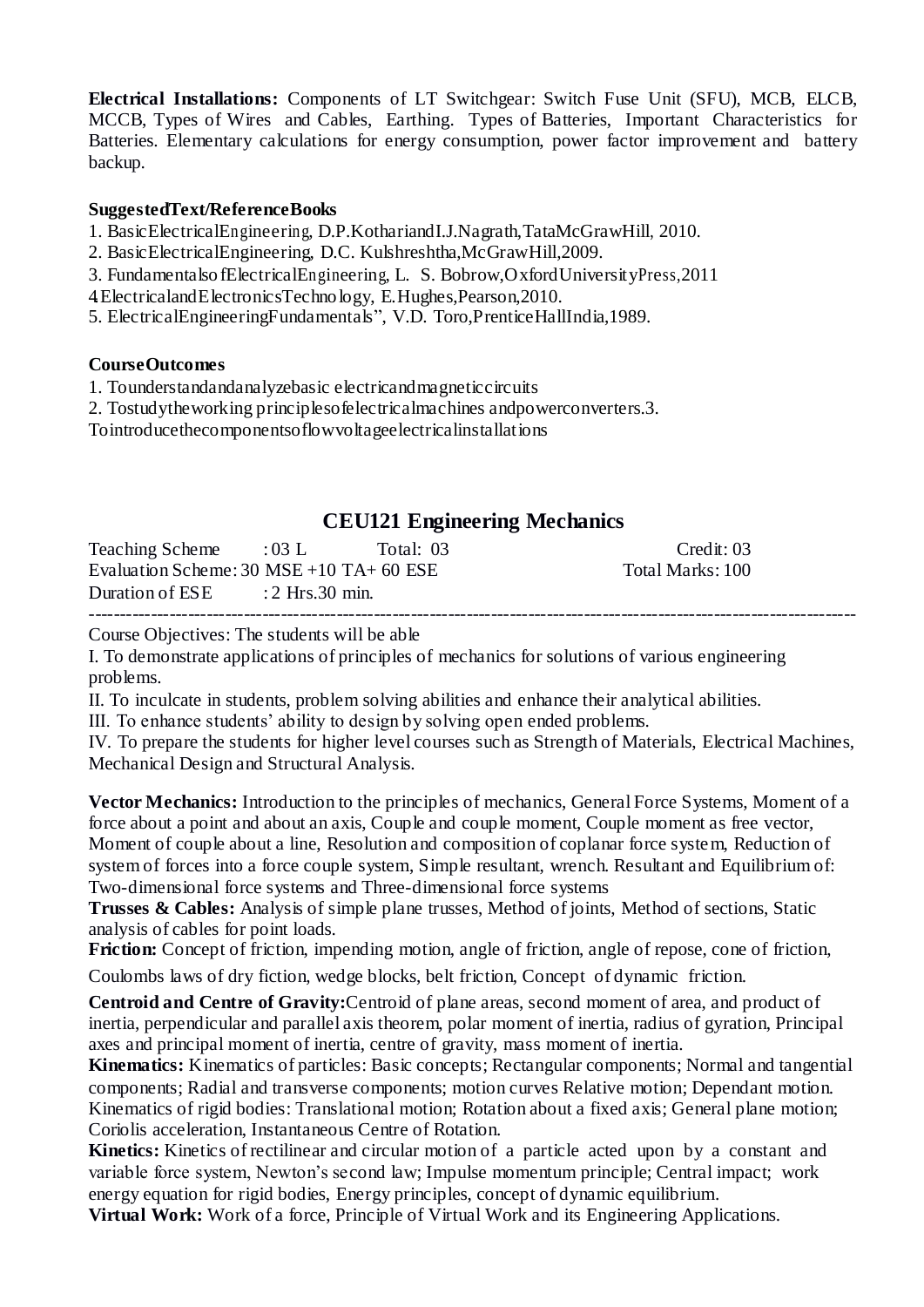**Electrical Installations:** Components of LT Switchgear: Switch Fuse Unit (SFU), MCB, ELCB, MCCB, Types of Wires and Cables, Earthing. Types of Batteries, Important Characteristics for Batteries. Elementary calculations for energy consumption, power factor improvement and battery backup.

**SuggestedText/ReferenceBooks**

1. BasicElectricalEngineering, D.P.KothariandI.J.Nagrath,TataMcGrawHill, 2010.
2. BasicElectricalEngineering, D.C. Kulshreshtha,McGrawHill,2009.
3. FundamentalsofElectricalEngineering, L. S. Bobrow,OxfordUniversityPress,2011
4. ElectricalandElectronicsTechnology, E.Hughes,Pearson,2010.
5. ElectricalEngineeringFundamentals", V.D. Toro,PrenticeHallIndia,1989.

**CourseOutcomes**

1. Tounderstandandanalyzebasic electricalandmagneticcircuits
2. Tostudytheworking principlesofelectricalmachines andpowerconverters.
3. Tointroducethecomponentsoflowvoltageelectricalinstallations

## CEU121 Engineering Mechanics

Teaching Scheme : 03 L Total: 03 Credit: 03
Evaluation Scheme: 30 MSE +10 TA+ 60 ESE Total Marks: 100
Duration of ESE : 2 Hrs.30 min.

---

Course Objectives: The students will be able

I. To demonstrate applications of principles of mechanics for solutions of various engineering problems.

II. To inculcate in students, problem solving abilities and enhance their analytical abilities.

III. To enhance students' ability to design by solving open ended problems.

IV. To prepare the students for higher level courses such as Strength of Materials, Electrical Machines, Mechanical Design and Structural Analysis.

**Vector Mechanics:** Introduction to the principles of mechanics, General Force Systems, Moment of a force about a point and about an axis, Couple and couple moment, Couple moment as free vector, Moment of couple about a line, Resolution and composition of coplanar force system, Reduction of system of forces into a force couple system, Simple resultant, wrench. Resultant and Equilibrium of: Two-dimensional force systems and Three-dimensional force systems

**Trusses & Cables:** Analysis of simple plane trusses, Method of joints, Method of sections, Static analysis of cables for point loads.

**Friction:** Concept of friction, impending motion, angle of friction, angle of repose, cone of friction, Coulombs laws of dry fiction, wedge blocks, belt friction, Concept of dynamic friction.

**Centroid and Centre of Gravity:**Centroid of plane areas, second moment of area, and product of inertia, perpendicular and parallel axis theorem, polar moment of inertia, radius of gyration, Principal axes and principal moment of inertia, centre of gravity, mass moment of inertia.

**Kinematics:** Kinematics of particles: Basic concepts; Rectangular components; Normal and tangential components; Radial and transverse components; motion curves Relative motion; Dependant motion. Kinematics of rigid bodies: Translational motion; Rotation about a fixed axis; General plane motion; Coriolis acceleration, Instantaneous Centre of Rotation.

**Kinetics:** Kinetics of rectilinear and circular motion of a particle acted upon by a constant and variable force system, Newton's second law; Impulse momentum principle; Central impact; work energy equation for rigid bodies, Energy principles, concept of dynamic equilibrium.

**Virtual Work:** Work of a force, Principle of Virtual Work and its Engineering Applications.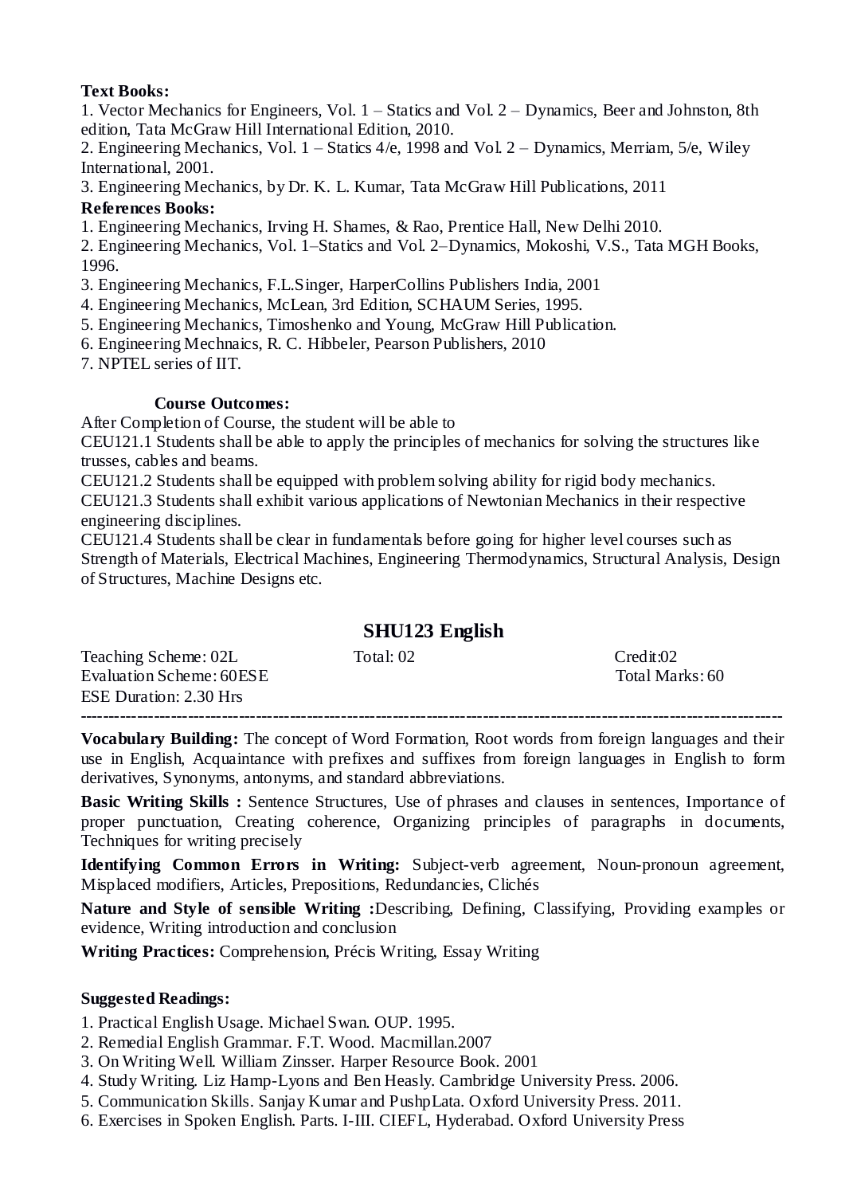**Text Books:**

1. Vector Mechanics for Engineers, Vol. 1 – Statics and Vol. 2 – Dynamics, Beer and Johnston, 8th edition, Tata McGraw Hill International Edition, 2010.
2. Engineering Mechanics, Vol. 1 – Statics 4/e, 1998 and Vol. 2 – Dynamics, Merriam, 5/e, Wiley International, 2001.
3. Engineering Mechanics, by Dr. K. L. Kumar, Tata McGraw Hill Publications, 2011

**References Books:**

1. Engineering Mechanics, Irving H. Shames, & Rao, Prentice Hall, New Delhi 2010.
2. Engineering Mechanics, Vol. 1–Statics and Vol. 2–Dynamics, Mokoshi, V.S., Tata MGH Books, 1996.
3. Engineering Mechanics, F.L.Singer, HarperCollins Publishers India, 2001
4. Engineering Mechanics, McLean, 3rd Edition, SCHAUM Series, 1995.
5. Engineering Mechanics, Timoshenko and Young, McGraw Hill Publication.
6. Engineering Mechnaics, R. C. Hibbeler, Pearson Publishers, 2010
7. NPTEL series of IIT.

**Course Outcomes:**

After Completion of Course, the student will be able to

CEU121.1 Students shall be able to apply the principles of mechanics for solving the structures like trusses, cables and beams.

CEU121.2 Students shall be equipped with problem solving ability for rigid body mechanics.

CEU121.3 Students shall exhibit various applications of Newtonian Mechanics in their respective engineering disciplines.

CEU121.4 Students shall be clear in fundamentals before going for higher level courses such as Strength of Materials, Electrical Machines, Engineering Thermodynamics, Structural Analysis, Design of Structures, Machine Designs etc.

## SHU123 English

| Teaching Scheme: 02L | Total: 02 | Credit:02 |
|---|---|---|
| Evaluation Scheme: 60ESE | | Total Marks: 60 |
| ESE Duration: 2.30 Hrs | | |

---

**Vocabulary Building:** The concept of Word Formation, Root words from foreign languages and their use in English, Acquaintance with prefixes and suffixes from foreign languages in English to form derivatives, Synonyms, antonyms, and standard abbreviations.

**Basic Writing Skills :** Sentence Structures, Use of phrases and clauses in sentences, Importance of proper punctuation, Creating coherence, Organizing principles of paragraphs in documents, Techniques for writing precisely

**Identifying Common Errors in Writing:** Subject-verb agreement, Noun-pronoun agreement, Misplaced modifiers, Articles, Prepositions, Redundancies, Clichés

**Nature and Style of sensible Writing :**Describing, Defining, Classifying, Providing examples or evidence, Writing introduction and conclusion

**Writing Practices:** Comprehension, Précis Writing, Essay Writing

**Suggested Readings:**

1. Practical English Usage. Michael Swan. OUP. 1995.
2. Remedial English Grammar. F.T. Wood. Macmillan.2007
3. On Writing Well. William Zinsser. Harper Resource Book. 2001
4. Study Writing. Liz Hamp-Lyons and Ben Heasly. Cambridge University Press. 2006.
5. Communication Skills. Sanjay Kumar and PushpLata. Oxford University Press. 2011.
6. Exercises in Spoken English. Parts. I-III. CIEFL, Hyderabad. Oxford University Press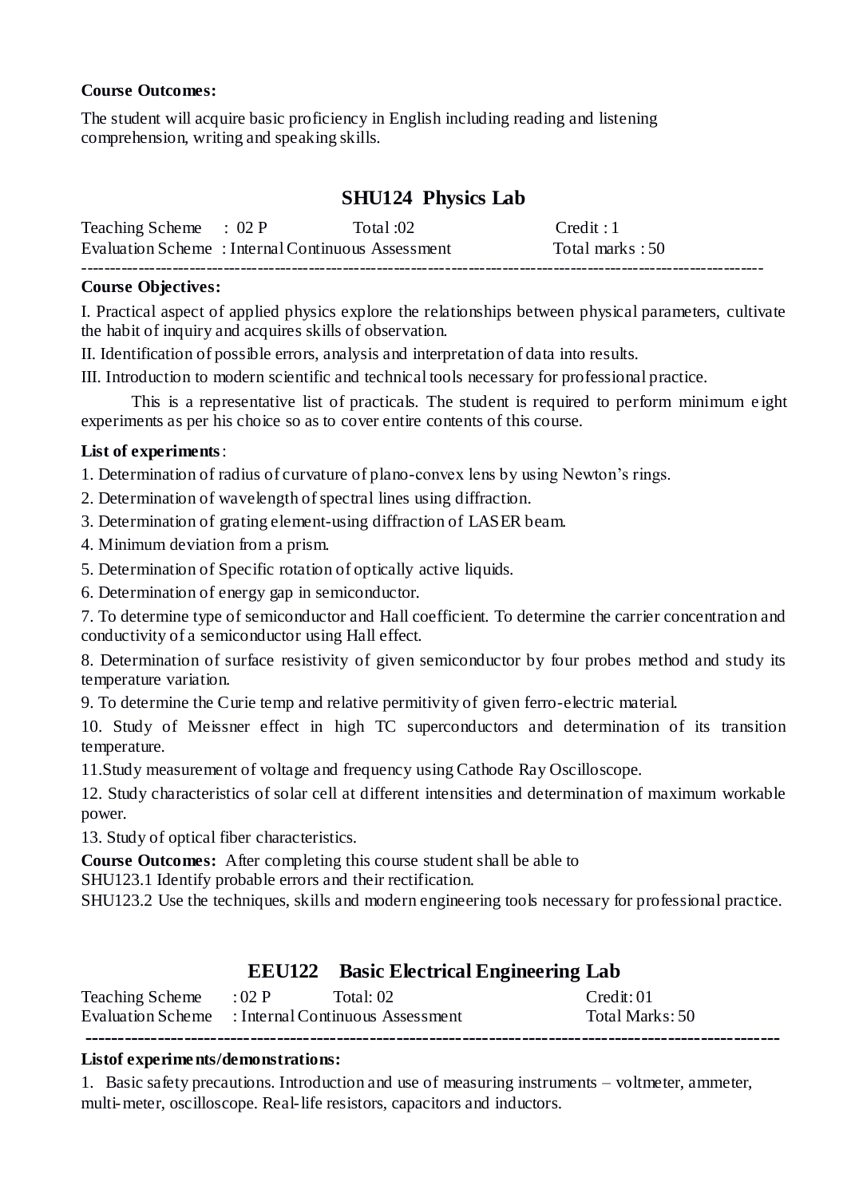**Course Outcomes:**

The student will acquire basic proficiency in English including reading and listening comprehension, writing and speaking skills.

## SHU124 Physics Lab

Teaching Scheme : 02 P Total :02 Credit : 1

Evaluation Scheme : Internal Continuous Assessment Total marks : 50

---

**Course Objectives:**

I. Practical aspect of applied physics explore the relationships between physical parameters, cultivate the habit of inquiry and acquires skills of observation.

II. Identification of possible errors, analysis and interpretation of data into results.

III. Introduction to modern scientific and technical tools necessary for professional practice.

This is a representative list of practicals. The student is required to perform minimum eight experiments as per his choice so as to cover entire contents of this course.

**List of experiments**:

1. Determination of radius of curvature of plano-convex lens by using Newton's rings.
2. Determination of wavelength of spectral lines using diffraction.
3. Determination of grating element-using diffraction of LASER beam.
4. Minimum deviation from a prism.
5. Determination of Specific rotation of optically active liquids.
6. Determination of energy gap in semiconductor.
7. To determine type of semiconductor and Hall coefficient. To determine the carrier concentration and conductivity of a semiconductor using Hall effect.
8. Determination of surface resistivity of given semiconductor by four probes method and study its temperature variation.
9. To determine the Curie temp and relative permitivity of given ferro-electric material.
10. Study of Meissner effect in high TC superconductors and determination of its transition temperature.
11. Study measurement of voltage and frequency using Cathode Ray Oscilloscope.
12. Study characteristics of solar cell at different intensities and determination of maximum workable power.
13. Study of optical fiber characteristics.

**Course Outcomes:** After completing this course student shall be able to

SHU123.1 Identify probable errors and their rectification.

SHU123.2 Use the techniques, skills and modern engineering tools necessary for professional practice.

## EEU122 Basic Electrical Engineering Lab

Teaching Scheme : 02 P Total: 02 Credit: 01

Evaluation Scheme : Internal Continuous Assessment Total Marks: 50

---

**Listof experiments/demonstrations:**

1. Basic safety precautions. Introduction and use of measuring instruments – voltmeter, ammeter, multi-meter, oscilloscope. Real-life resistors, capacitors and inductors.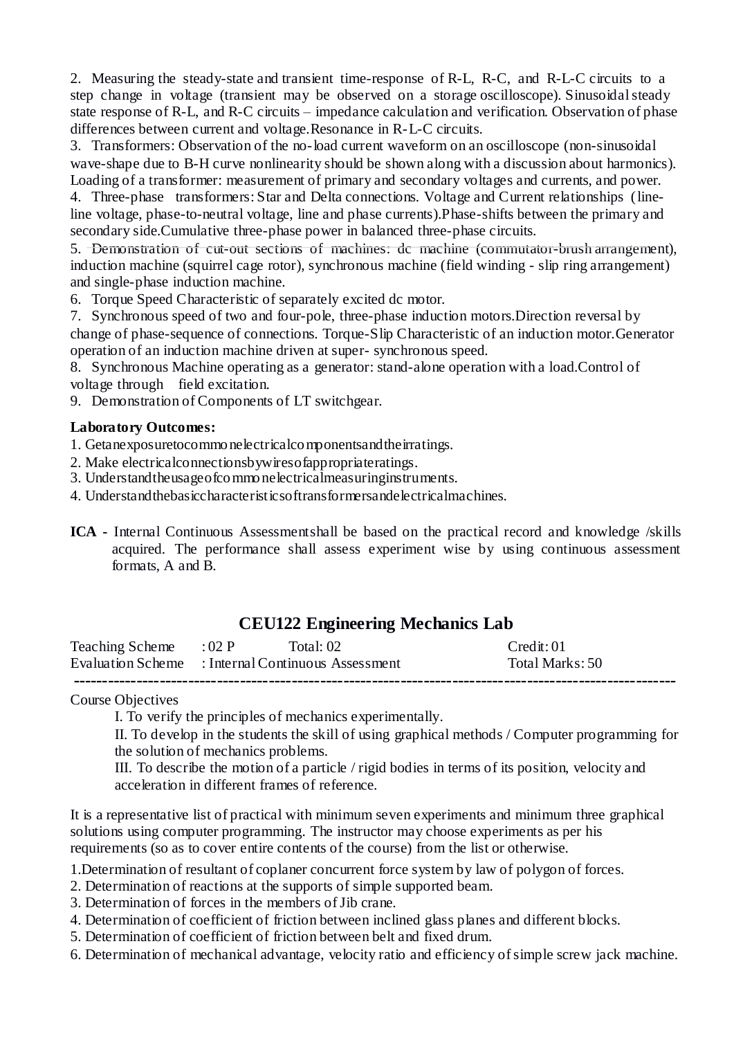2. Measuring the steady-state and transient time-response of R-L, R-C, and R-L-C circuits to a step change in voltage (transient may be observed on a storage oscilloscope). Sinusoidal steady state response of R-L, and R-C circuits – impedance calculation and verification. Observation of phase differences between current and voltage.Resonance in R-L-C circuits.

3. Transformers: Observation of the no-load current waveform on an oscilloscope (non-sinusoidal wave-shape due to B-H curve nonlinearity should be shown along with a discussion about harmonics). Loading of a transformer: measurement of primary and secondary voltages and currents, and power.

4. Three-phase transformers: Star and Delta connections. Voltage and Current relationships (line-line voltage, phase-to-neutral voltage, line and phase currents).Phase-shifts between the primary and secondary side.Cumulative three-phase power in balanced three-phase circuits.

5. Demonstration of cut-out sections of machines: dc machine (commutator-brush arrangement), induction machine (squirrel cage rotor), synchronous machine (field winding - slip ring arrangement) and single-phase induction machine.

6. Torque Speed Characteristic of separately excited dc motor.

7. Synchronous speed of two and four-pole, three-phase induction motors.Direction reversal by change of phase-sequence of connections. Torque-Slip Characteristic of an induction motor.Generator operation of an induction machine driven at super- synchronous speed.

8. Synchronous Machine operating as a generator: stand-alone operation with a load.Control of voltage through field excitation.

9. Demonstration of Components of LT switchgear.

**Laboratory Outcomes:**

1. Getanexposuretocommonelectricalcomponentsandtheirratings.
2. Make electricalconnectionsbywiresofappropriateratings.
3. Understandtheusageofcommonelectricalmeasuringinstruments.
4. Understandthebasiccharacteristicsoftransformersandelectricalmachines.

**ICA -** Internal Continuous Assessmentshall be based on the practical record and knowledge /skills acquired. The performance shall assess experiment wise by using continuous assessment formats, A and B.

## CEU122 Engineering Mechanics Lab

| | | | |
|---|---|---|---|
| Teaching Scheme | : 02 P | Total: 02 | Credit: 01 |
| Evaluation Scheme | : Internal Continuous Assessment | | Total Marks: 50 |

Course Objectives

I. To verify the principles of mechanics experimentally.

II. To develop in the students the skill of using graphical methods / Computer programming for the solution of mechanics problems.

III. To describe the motion of a particle / rigid bodies in terms of its position, velocity and acceleration in different frames of reference.

It is a representative list of practical with minimum seven experiments and minimum three graphical solutions using computer programming. The instructor may choose experiments as per his requirements (so as to cover entire contents of the course) from the list or otherwise.

1. Determination of resultant of coplaner concurrent force system by law of polygon of forces.
2. Determination of reactions at the supports of simple supported beam.
3. Determination of forces in the members of Jib crane.
4. Determination of coefficient of friction between inclined glass planes and different blocks.
5. Determination of coefficient of friction between belt and fixed drum.
6. Determination of mechanical advantage, velocity ratio and efficiency of simple screw jack machine.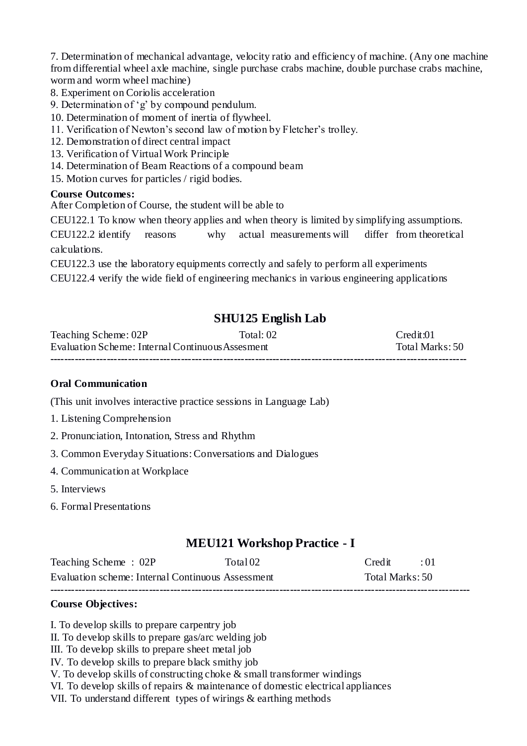7. Determination of mechanical advantage, velocity ratio and efficiency of machine. (Any one machine from differential wheel axle machine, single purchase crabs machine, double purchase crabs machine, worm and worm wheel machine)
8. Experiment on Coriolis acceleration
9. Determination of 'g' by compound pendulum.
10. Determination of moment of inertia of flywheel.
11. Verification of Newton's second law of motion by Fletcher's trolley.
12. Demonstration of direct central impact
13. Verification of Virtual Work Principle
14. Determination of Beam Reactions of a compound beam
15. Motion curves for particles / rigid bodies.

**Course Outcomes:**

After Completion of Course, the student will be able to

CEU122.1 To know when theory applies and when theory is limited by simplifying assumptions.

CEU122.2 identify reasons why actual measurements will differ from theoretical calculations.

CEU122.3 use the laboratory equipments correctly and safely to perform all experiments

CEU122.4 verify the wide field of engineering mechanics in various engineering applications

## SHU125 English Lab

Teaching Scheme: 02P  Total: 02  Credit:01

Evaluation Scheme: Internal Continuous Assesment  Total Marks: 50

---

**Oral Communication**

(This unit involves interactive practice sessions in Language Lab)

1. Listening Comprehension
2. Pronunciation, Intonation, Stress and Rhythm
3. Common Everyday Situations: Conversations and Dialogues
4. Communication at Workplace
5. Interviews
6. Formal Presentations

## MEU121 Workshop Practice - I

Teaching Scheme : 02P  Total 02  Credit : 01

Evaluation scheme: Internal Continuous Assessment  Total Marks: 50

---

**Course Objectives:**

I. To develop skills to prepare carpentry job
II. To develop skills to prepare gas/arc welding job
III. To develop skills to prepare sheet metal job
IV. To develop skills to prepare black smithy job
V. To develop skills of constructing choke & small transformer windings
VI. To develop skills of repairs & maintenance of domestic electrical appliances
VII. To understand different types of wirings & earthing methods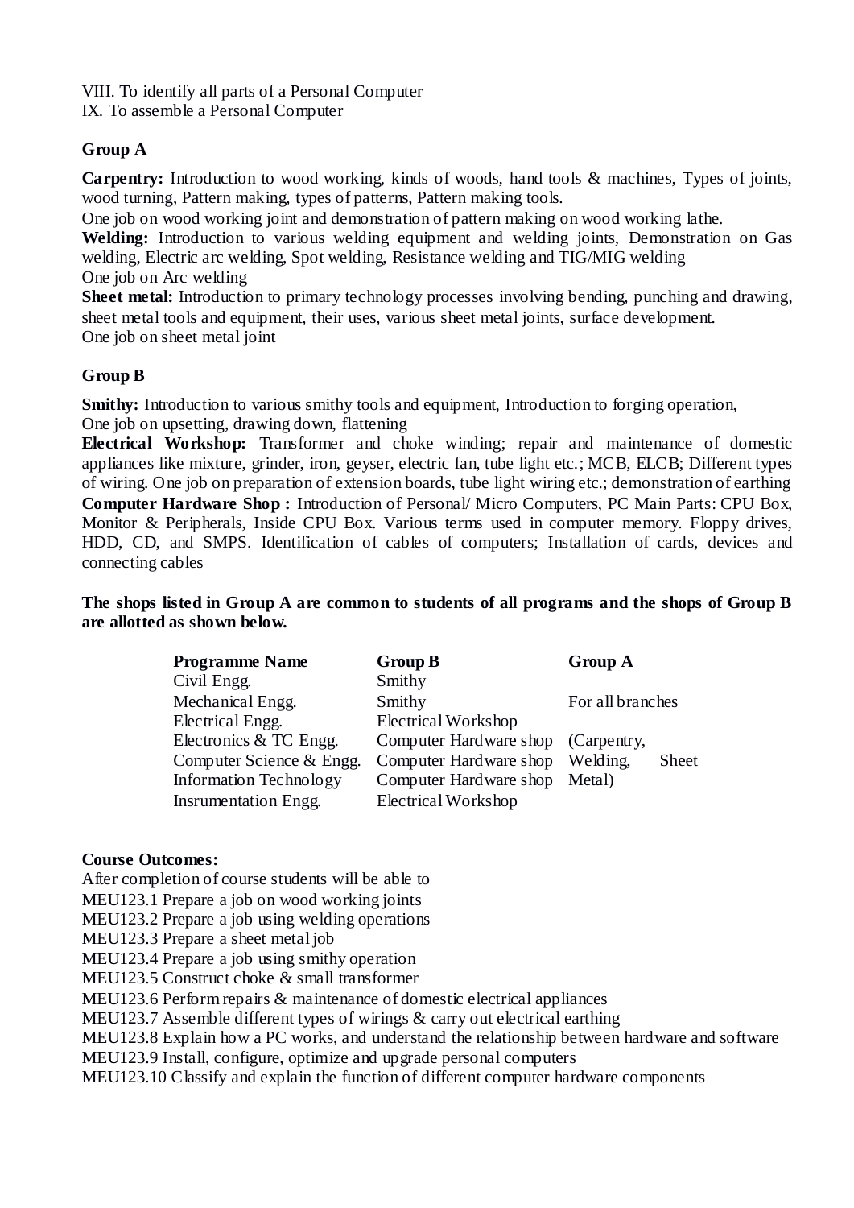VIII. To identify all parts of a Personal Computer
IX. To assemble a Personal Computer

**Group A**

**Carpentry:** Introduction to wood working, kinds of woods, hand tools & machines, Types of joints, wood turning, Pattern making, types of patterns, Pattern making tools.
One job on wood working joint and demonstration of pattern making on wood working lathe.
**Welding:** Introduction to various welding equipment and welding joints, Demonstration on Gas welding, Electric arc welding, Spot welding, Resistance welding and TIG/MIG welding
One job on Arc welding
**Sheet metal:** Introduction to primary technology processes involving bending, punching and drawing, sheet metal tools and equipment, their uses, various sheet metal joints, surface development.
One job on sheet metal joint

**Group B**

**Smithy:** Introduction to various smithy tools and equipment, Introduction to forging operation,
One job on upsetting, drawing down, flattening
**Electrical Workshop:** Transformer and choke winding; repair and maintenance of domestic appliances like mixture, grinder, iron, geyser, electric fan, tube light etc.; MCB, ELCB; Different types of wiring. One job on preparation of extension boards, tube light wiring etc.; demonstration of earthing
**Computer Hardware Shop :** Introduction of Personal/ Micro Computers, PC Main Parts: CPU Box, Monitor & Peripherals, Inside CPU Box. Various terms used in computer memory. Floppy drives, HDD, CD, and SMPS. Identification of cables of computers; Installation of cards, devices and connecting cables

**The shops listed in Group A are common to students of all programs and the shops of Group B are allotted as shown below.**

| Programme Name | Group B | Group A |
|---|---|---|
| Civil Engg. | Smithy | |
| Mechanical Engg. | Smithy | For all branches |
| Electrical Engg. | Electrical Workshop | |
| Electronics & TC Engg. | Computer Hardware shop | (Carpentry, |
| Computer Science & Engg. | Computer Hardware shop | Welding, Sheet |
| Information Technology | Computer Hardware shop | Metal) |
| Insrumentation Engg. | Electrical Workshop | |

**Course Outcomes:**
After completion of course students will be able to
MEU123.1 Prepare a job on wood working joints
MEU123.2 Prepare a job using welding operations
MEU123.3 Prepare a sheet metal job
MEU123.4 Prepare a job using smithy operation
MEU123.5 Construct choke & small transformer
MEU123.6 Perform repairs & maintenance of domestic electrical appliances
MEU123.7 Assemble different types of wirings & carry out electrical earthing
MEU123.8 Explain how a PC works, and understand the relationship between hardware and software
MEU123.9 Install, configure, optimize and upgrade personal computers
MEU123.10 Classify and explain the function of different computer hardware components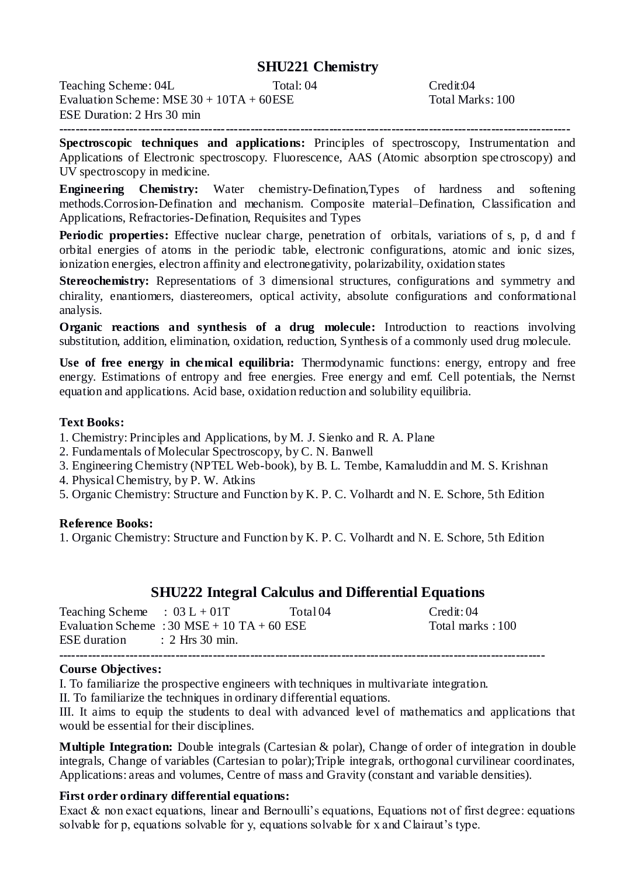## SHU221 Chemistry

Teaching Scheme: 04L Total: 04 Credit:04
Evaluation Scheme: MSE 30 + 10TA + 60ESE Total Marks: 100
ESE Duration: 2 Hrs 30 min

---

**Spectroscopic techniques and applications:** Principles of spectroscopy, Instrumentation and Applications of Electronic spectroscopy. Fluorescence, AAS (Atomic absorption spectroscopy) and UV spectroscopy in medicine.

**Engineering Chemistry:** Water chemistry-Defination,Types of hardness and softening methods.Corrosion-Defination and mechanism. Composite material–Defination, Classification and Applications, Refractories-Defination, Requisites and Types

**Periodic properties:** Effective nuclear charge, penetration of orbitals, variations of s, p, d and f orbital energies of atoms in the periodic table, electronic configurations, atomic and ionic sizes, ionization energies, electron affinity and electronegativity, polarizability, oxidation states

**Stereochemistry:** Representations of 3 dimensional structures, configurations and symmetry and chirality, enantiomers, diastereomers, optical activity, absolute configurations and conformational analysis.

**Organic reactions and synthesis of a drug molecule:** Introduction to reactions involving substitution, addition, elimination, oxidation, reduction, Synthesis of a commonly used drug molecule.

**Use of free energy in chemical equilibria:** Thermodynamic functions: energy, entropy and free energy. Estimations of entropy and free energies. Free energy and emf. Cell potentials, the Nernst equation and applications. Acid base, oxidation reduction and solubility equilibria.

**Text Books:**

1. Chemistry: Principles and Applications, by M. J. Sienko and R. A. Plane
2. Fundamentals of Molecular Spectroscopy, by C. N. Banwell
3. Engineering Chemistry (NPTEL Web-book), by B. L. Tembe, Kamaluddin and M. S. Krishnan
4. Physical Chemistry, by P. W. Atkins
5. Organic Chemistry: Structure and Function by K. P. C. Volhardt and N. E. Schore, 5th Edition

**Reference Books:**

1. Organic Chemistry: Structure and Function by K. P. C. Volhardt and N. E. Schore, 5th Edition

## SHU222 Integral Calculus and Differential Equations

Teaching Scheme : 03 L + 01T Total 04 Credit: 04
Evaluation Scheme : 30 MSE + 10 TA + 60 ESE Total marks : 100
ESE duration : 2 Hrs 30 min.

---

**Course Objectives:**

I. To familiarize the prospective engineers with techniques in multivariate integration.
II. To familiarize the techniques in ordinary differential equations.
III. It aims to equip the students to deal with advanced level of mathematics and applications that would be essential for their disciplines.

**Multiple Integration:** Double integrals (Cartesian & polar), Change of order of integration in double integrals, Change of variables (Cartesian to polar);Triple integrals, orthogonal curvilinear coordinates, Applications: areas and volumes, Centre of mass and Gravity (constant and variable densities).

**First order ordinary differential equations:**
Exact & non exact equations, linear and Bernoulli's equations, Equations not of first degree: equations solvable for p, equations solvable for y, equations solvable for x and Clairaut's type.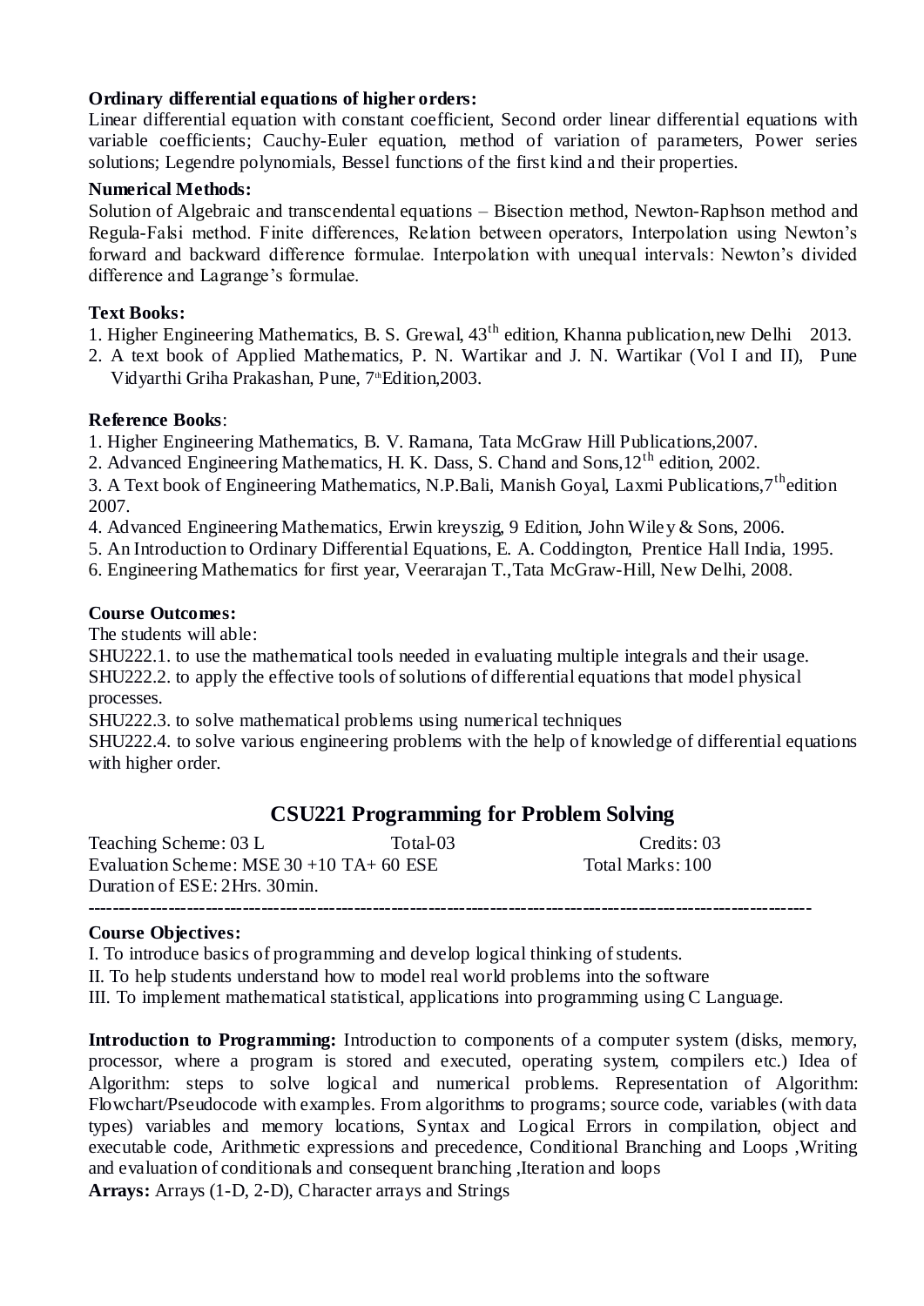**Ordinary differential equations of higher orders:**
Linear differential equation with constant coefficient, Second order linear differential equations with variable coefficients; Cauchy-Euler equation, method of variation of parameters, Power series solutions; Legendre polynomials, Bessel functions of the first kind and their properties.

**Numerical Methods:**
Solution of Algebraic and transcendental equations – Bisection method, Newton-Raphson method and Regula-Falsi method. Finite differences, Relation between operators, Interpolation using Newton's forward and backward difference formulae. Interpolation with unequal intervals: Newton's divided difference and Lagrange's formulae.

**Text Books:**

1. Higher Engineering Mathematics, B. S. Grewal, 43$^{th}$ edition, Khanna publication,new Delhi 2013.
2. A text book of Applied Mathematics, P. N. Wartikar and J. N. Wartikar (Vol I and II), Pune Vidyarthi Griha Prakashan, Pune, 7$^{th}$Edition,2003.

**Reference Books**:

1. Higher Engineering Mathematics, B. V. Ramana, Tata McGraw Hill Publications,2007.
2. Advanced Engineering Mathematics, H. K. Dass, S. Chand and Sons,12$^{th}$ edition, 2002.
3. A Text book of Engineering Mathematics, N.P.Bali, Manish Goyal, Laxmi Publications,7$^{th}$edition 2007.
4. Advanced Engineering Mathematics, Erwin kreyszig, 9 Edition, John Wiley & Sons, 2006.
5. An Introduction to Ordinary Differential Equations, E. A. Coddington, Prentice Hall India, 1995.
6. Engineering Mathematics for first year, Veerarajan T.,Tata McGraw-Hill, New Delhi, 2008.

**Course Outcomes:**
The students will able:
SHU222.1. to use the mathematical tools needed in evaluating multiple integrals and their usage.
SHU222.2. to apply the effective tools of solutions of differential equations that model physical processes.
SHU222.3. to solve mathematical problems using numerical techniques
SHU222.4. to solve various engineering problems with the help of knowledge of differential equations with higher order.

## CSU221 Programming for Problem Solving

Teaching Scheme: 03 L Total-03 Credits: 03
Evaluation Scheme: MSE 30 +10 TA+ 60 ESE Total Marks: 100
Duration of ESE: 2Hrs. 30min.

---

**Course Objectives:**
I. To introduce basics of programming and develop logical thinking of students.
II. To help students understand how to model real world problems into the software
III. To implement mathematical statistical, applications into programming using C Language.

**Introduction to Programming:** Introduction to components of a computer system (disks, memory, processor, where a program is stored and executed, operating system, compilers etc.) Idea of Algorithm: steps to solve logical and numerical problems. Representation of Algorithm: Flowchart/Pseudocode with examples. From algorithms to programs; source code, variables (with data types) variables and memory locations, Syntax and Logical Errors in compilation, object and executable code, Arithmetic expressions and precedence, Conditional Branching and Loops ,Writing and evaluation of conditionals and consequent branching ,Iteration and loops
**Arrays:** Arrays (1-D, 2-D), Character arrays and Strings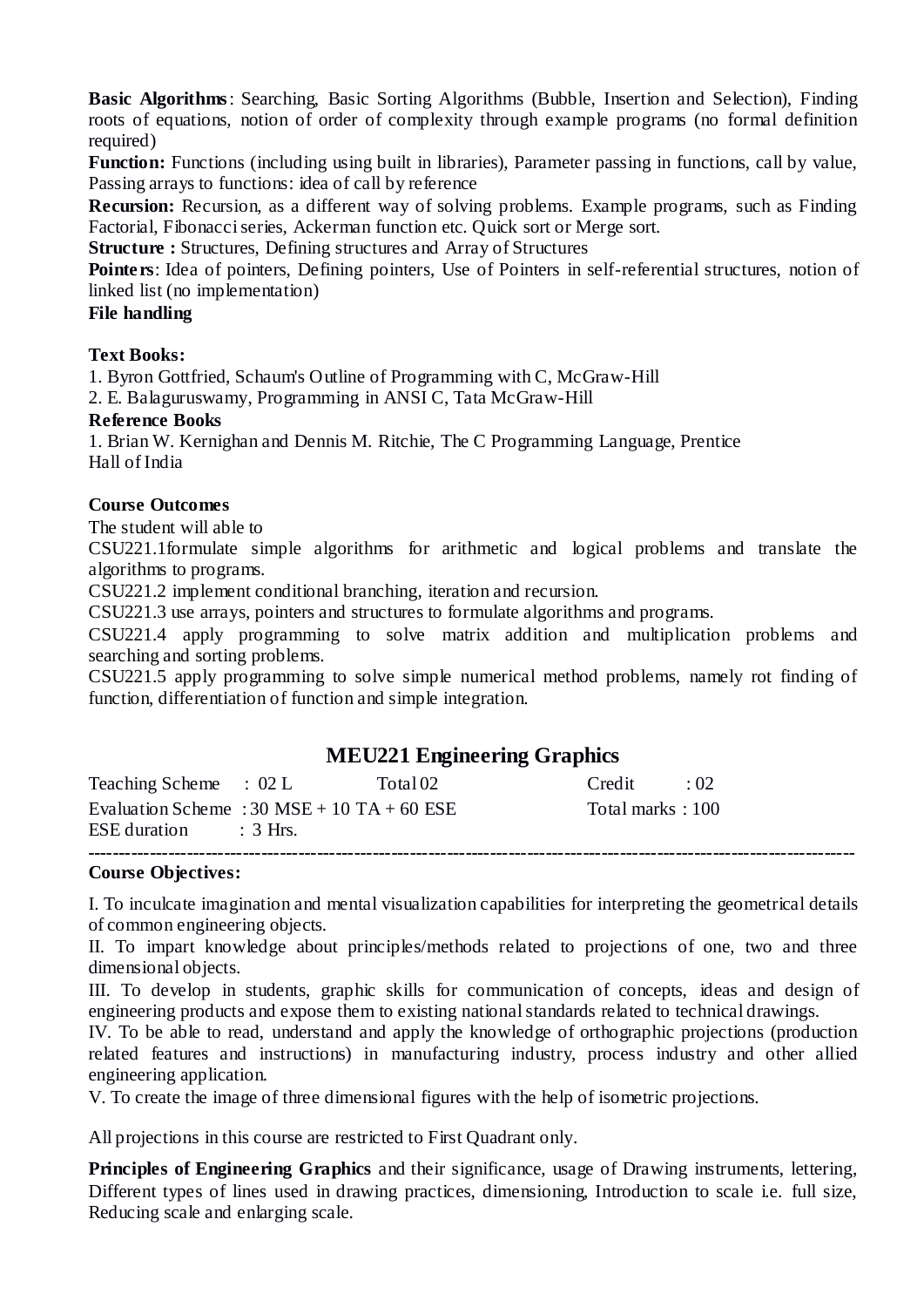**Basic Algorithms**: Searching, Basic Sorting Algorithms (Bubble, Insertion and Selection), Finding roots of equations, notion of order of complexity through example programs (no formal definition required)

**Function:** Functions (including using built in libraries), Parameter passing in functions, call by value, Passing arrays to functions: idea of call by reference

**Recursion:** Recursion, as a different way of solving problems. Example programs, such as Finding Factorial, Fibonacci series, Ackerman function etc. Quick sort or Merge sort.

**Structure :** Structures, Defining structures and Array of Structures

**Pointers**: Idea of pointers, Defining pointers, Use of Pointers in self-referential structures, notion of linked list (no implementation)

**File handling**

**Text Books:**

1. Byron Gottfried, Schaum's Outline of Programming with C, McGraw-Hill
2. E. Balaguruswamy, Programming in ANSI C, Tata McGraw-Hill

**Reference Books**

1. Brian W. Kernighan and Dennis M. Ritchie, The C Programming Language, Prentice Hall of India

**Course Outcomes**

The student will able to

CSU221.1formulate simple algorithms for arithmetic and logical problems and translate the algorithms to programs.

CSU221.2 implement conditional branching, iteration and recursion.

CSU221.3 use arrays, pointers and structures to formulate algorithms and programs.

CSU221.4 apply programming to solve matrix addition and multiplication problems and searching and sorting problems.

CSU221.5 apply programming to solve simple numerical method problems, namely rot finding of function, differentiation of function and simple integration.

## MEU221 Engineering Graphics

Teaching Scheme : 02 L Total 02 Credit : 02

Evaluation Scheme : 30 MSE + 10 TA + 60 ESE Total marks : 100

ESE duration : 3 Hrs.

---

**Course Objectives:**

I. To inculcate imagination and mental visualization capabilities for interpreting the geometrical details of common engineering objects.

II. To impart knowledge about principles/methods related to projections of one, two and three dimensional objects.

III. To develop in students, graphic skills for communication of concepts, ideas and design of engineering products and expose them to existing national standards related to technical drawings.

IV. To be able to read, understand and apply the knowledge of orthographic projections (production related features and instructions) in manufacturing industry, process industry and other allied engineering application.

V. To create the image of three dimensional figures with the help of isometric projections.

All projections in this course are restricted to First Quadrant only.

**Principles of Engineering Graphics** and their significance, usage of Drawing instruments, lettering, Different types of lines used in drawing practices, dimensioning, Introduction to scale i.e. full size, Reducing scale and enlarging scale.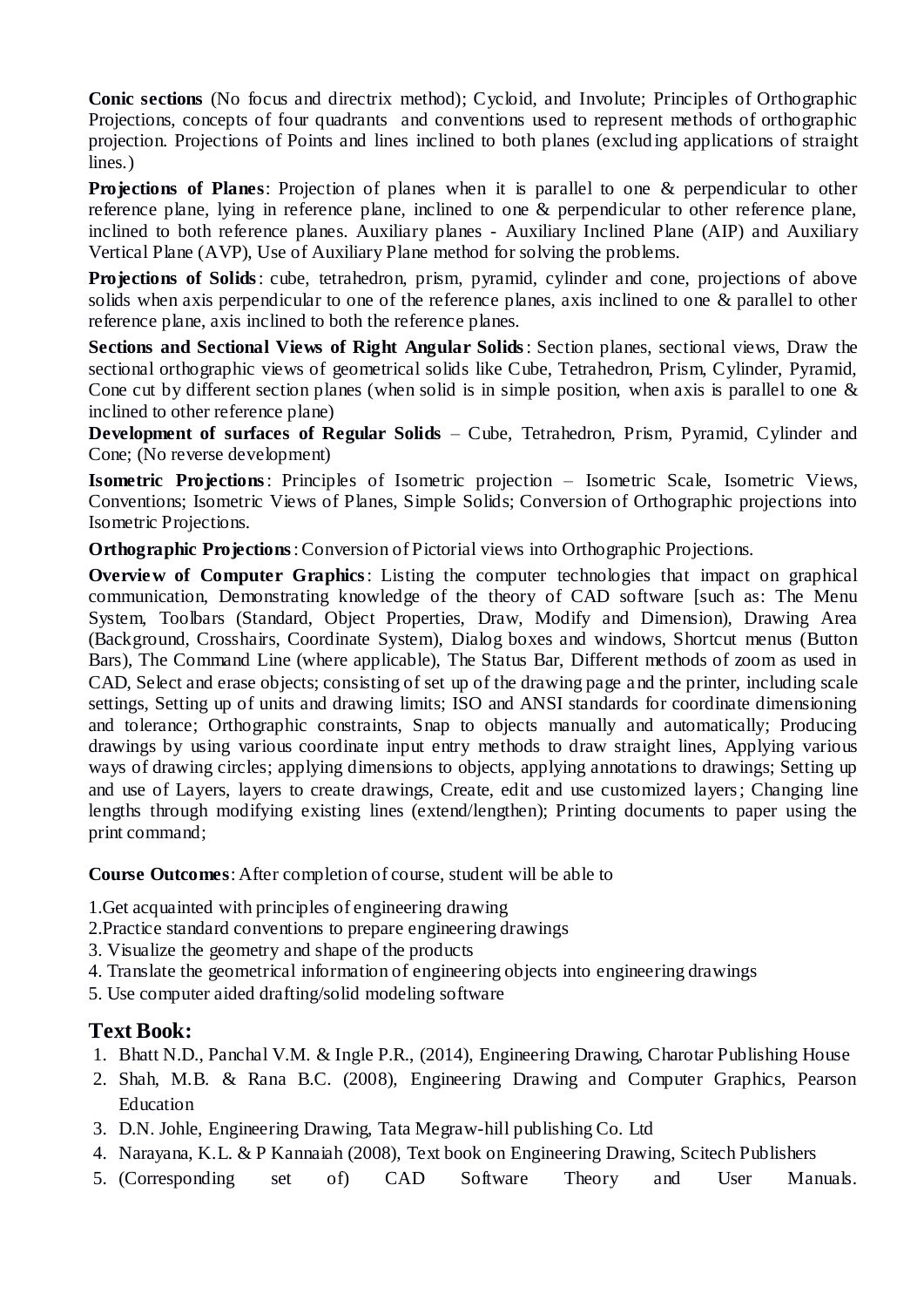**Conic sections** (No focus and directrix method); Cycloid, and Involute; Principles of Orthographic Projections, concepts of four quadrants and conventions used to represent methods of orthographic projection. Projections of Points and lines inclined to both planes (excluding applications of straight lines.)

**Projections of Planes**: Projection of planes when it is parallel to one & perpendicular to other reference plane, lying in reference plane, inclined to one & perpendicular to other reference plane, inclined to both reference planes. Auxiliary planes - Auxiliary Inclined Plane (AIP) and Auxiliary Vertical Plane (AVP), Use of Auxiliary Plane method for solving the problems.

**Projections of Solids**: cube, tetrahedron, prism, pyramid, cylinder and cone, projections of above solids when axis perpendicular to one of the reference planes, axis inclined to one & parallel to other reference plane, axis inclined to both the reference planes.

**Sections and Sectional Views of Right Angular Solids**: Section planes, sectional views, Draw the sectional orthographic views of geometrical solids like Cube, Tetrahedron, Prism, Cylinder, Pyramid, Cone cut by different section planes (when solid is in simple position, when axis is parallel to one & inclined to other reference plane)

**Development of surfaces of Regular Solids** – Cube, Tetrahedron, Prism, Pyramid, Cylinder and Cone; (No reverse development)

**Isometric Projections**: Principles of Isometric projection – Isometric Scale, Isometric Views, Conventions; Isometric Views of Planes, Simple Solids; Conversion of Orthographic projections into Isometric Projections.

**Orthographic Projections**: Conversion of Pictorial views into Orthographic Projections.

**Overview of Computer Graphics**: Listing the computer technologies that impact on graphical communication, Demonstrating knowledge of the theory of CAD software [such as: The Menu System, Toolbars (Standard, Object Properties, Draw, Modify and Dimension), Drawing Area (Background, Crosshairs, Coordinate System), Dialog boxes and windows, Shortcut menus (Button Bars), The Command Line (where applicable), The Status Bar, Different methods of zoom as used in CAD, Select and erase objects; consisting of set up of the drawing page and the printer, including scale settings, Setting up of units and drawing limits; ISO and ANSI standards for coordinate dimensioning and tolerance; Orthographic constraints, Snap to objects manually and automatically; Producing drawings by using various coordinate input entry methods to draw straight lines, Applying various ways of drawing circles; applying dimensions to objects, applying annotations to drawings; Setting up and use of Layers, layers to create drawings, Create, edit and use customized layers; Changing line lengths through modifying existing lines (extend/lengthen); Printing documents to paper using the print command;

**Course Outcomes**: After completion of course, student will be able to

1. Get acquainted with principles of engineering drawing
2. Practice standard conventions to prepare engineering drawings
3. Visualize the geometry and shape of the products
4. Translate the geometrical information of engineering objects into engineering drawings
5. Use computer aided drafting/solid modeling software

## Text Book:

1. Bhatt N.D., Panchal V.M. & Ingle P.R., (2014), Engineering Drawing, Charotar Publishing House
2. Shah, M.B. & Rana B.C. (2008), Engineering Drawing and Computer Graphics, Pearson Education
3. D.N. Johle, Engineering Drawing, Tata Megraw-hill publishing Co. Ltd
4. Narayana, K.L. & P Kannaiah (2008), Text book on Engineering Drawing, Scitech Publishers
5. (Corresponding set of) CAD Software Theory and User Manuals.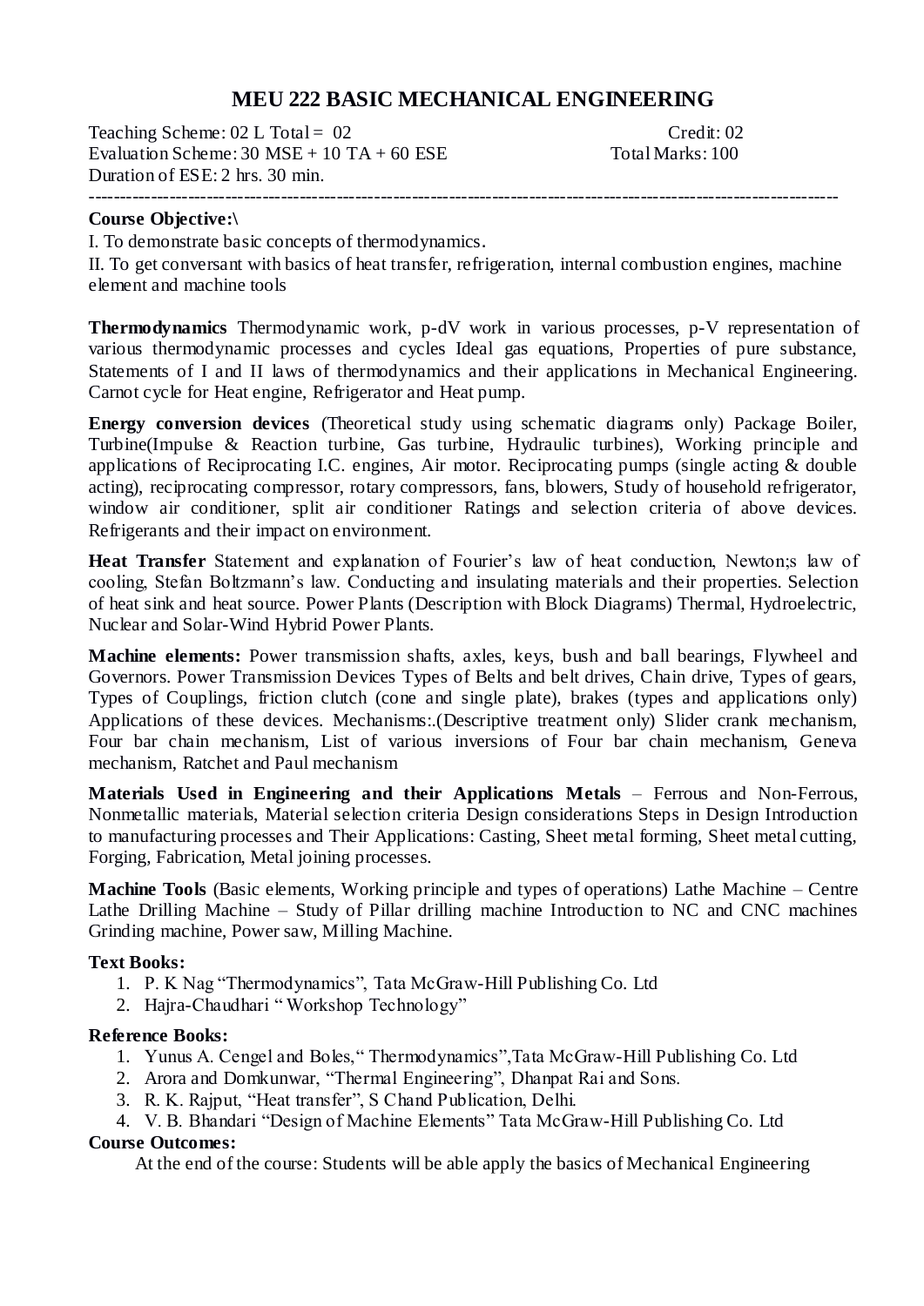# MEU 222 BASIC MECHANICAL ENGINEERING

Teaching Scheme: 02 L Total = 02 Credit: 02
Evaluation Scheme: 30 MSE + 10 TA + 60 ESE Total Marks: 100
Duration of ESE: 2 hrs. 30 min.

---

**Course Objective:\**

I. To demonstrate basic concepts of thermodynamics.

II. To get conversant with basics of heat transfer, refrigeration, internal combustion engines, machine element and machine tools

**Thermodynamics** Thermodynamic work, p-dV work in various processes, p-V representation of various thermodynamic processes and cycles Ideal gas equations, Properties of pure substance, Statements of I and II laws of thermodynamics and their applications in Mechanical Engineering. Carnot cycle for Heat engine, Refrigerator and Heat pump.

**Energy conversion devices** (Theoretical study using schematic diagrams only) Package Boiler, Turbine(Impulse & Reaction turbine, Gas turbine, Hydraulic turbines), Working principle and applications of Reciprocating I.C. engines, Air motor. Reciprocating pumps (single acting & double acting), reciprocating compressor, rotary compressors, fans, blowers, Study of household refrigerator, window air conditioner, split air conditioner Ratings and selection criteria of above devices. Refrigerants and their impact on environment.

**Heat Transfer** Statement and explanation of Fourier's law of heat conduction, Newton;s law of cooling, Stefan Boltzmann's law. Conducting and insulating materials and their properties. Selection of heat sink and heat source. Power Plants (Description with Block Diagrams) Thermal, Hydroelectric, Nuclear and Solar-Wind Hybrid Power Plants.

**Machine elements:** Power transmission shafts, axles, keys, bush and ball bearings, Flywheel and Governors. Power Transmission Devices Types of Belts and belt drives, Chain drive, Types of gears, Types of Couplings, friction clutch (cone and single plate), brakes (types and applications only) Applications of these devices. Mechanisms:.(Descriptive treatment only) Slider crank mechanism, Four bar chain mechanism, List of various inversions of Four bar chain mechanism, Geneva mechanism, Ratchet and Paul mechanism

**Materials Used in Engineering and their Applications Metals** – Ferrous and Non-Ferrous, Nonmetallic materials, Material selection criteria Design considerations Steps in Design Introduction to manufacturing processes and Their Applications: Casting, Sheet metal forming, Sheet metal cutting, Forging, Fabrication, Metal joining processes.

**Machine Tools** (Basic elements, Working principle and types of operations) Lathe Machine – Centre Lathe Drilling Machine – Study of Pillar drilling machine Introduction to NC and CNC machines Grinding machine, Power saw, Milling Machine.

**Text Books:**

1. P. K Nag "Thermodynamics", Tata McGraw-Hill Publishing Co. Ltd
2. Hajra-Chaudhari " Workshop Technology"

**Reference Books:**

1. Yunus A. Cengel and Boles," Thermodynamics",Tata McGraw-Hill Publishing Co. Ltd
2. Arora and Domkunwar, "Thermal Engineering", Dhanpat Rai and Sons.
3. R. K. Rajput, "Heat transfer", S Chand Publication, Delhi.
4. V. B. Bhandari "Design of Machine Elements" Tata McGraw-Hill Publishing Co. Ltd

**Course Outcomes:**

At the end of the course: Students will be able apply the basics of Mechanical Engineering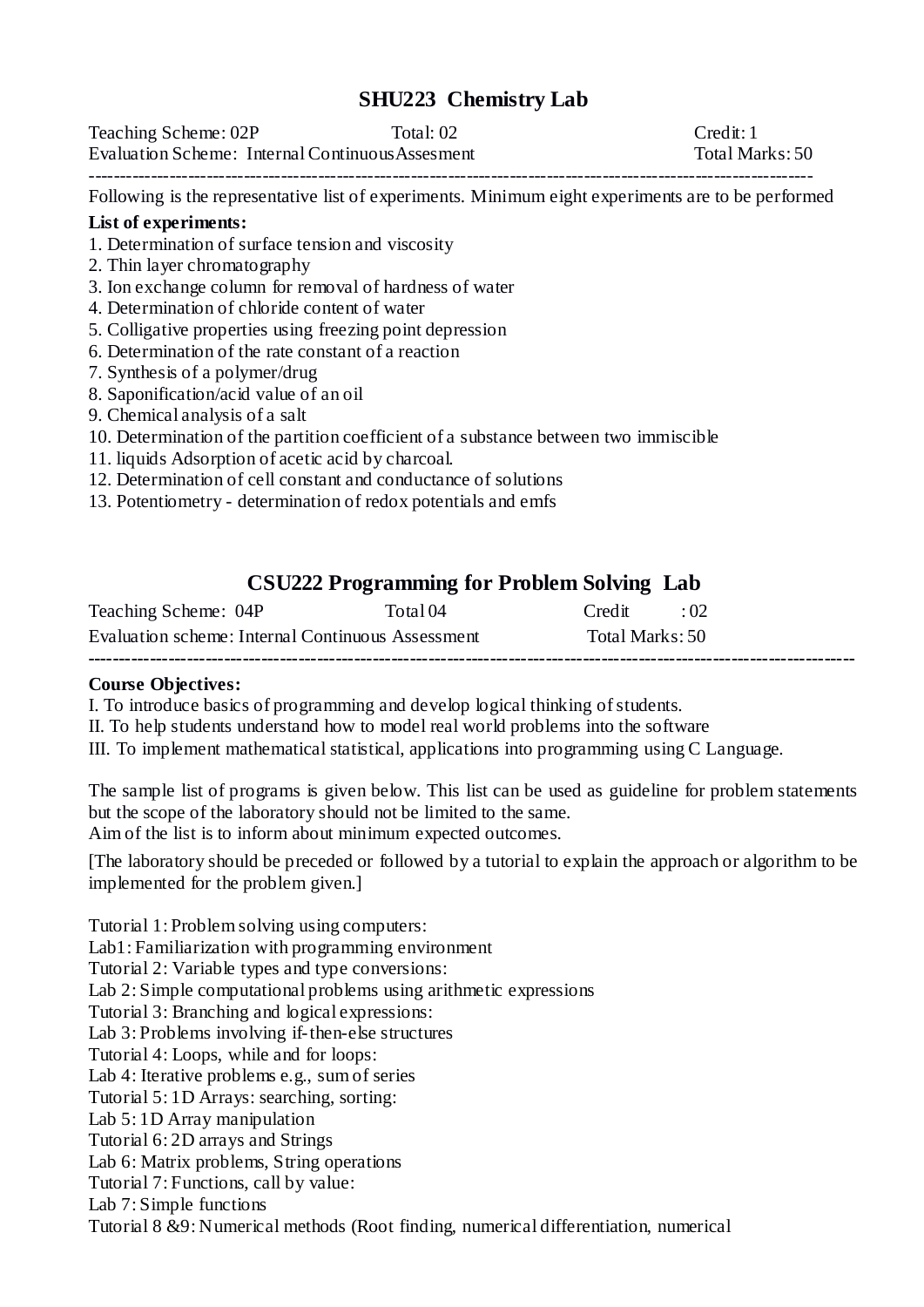## SHU223 Chemistry Lab

Teaching Scheme: 02P Total: 02 Credit: 1
Evaluation Scheme: Internal Continuous Assesment Total Marks: 50

---

Following is the representative list of experiments. Minimum eight experiments are to be performed

**List of experiments:**

1. Determination of surface tension and viscosity
2. Thin layer chromatography
3. Ion exchange column for removal of hardness of water
4. Determination of chloride content of water
5. Colligative properties using freezing point depression
6. Determination of the rate constant of a reaction
7. Synthesis of a polymer/drug
8. Saponification/acid value of an oil
9. Chemical analysis of a salt
10. Determination of the partition coefficient of a substance between two immiscible
11. liquids Adsorption of acetic acid by charcoal.
12. Determination of cell constant and conductance of solutions
13. Potentiometry - determination of redox potentials and emfs

## CSU222 Programming for Problem Solving Lab

Teaching Scheme: 04P Total 04 Credit : 02
Evaluation scheme: Internal Continuous Assessment Total Marks: 50

---

**Course Objectives:**

I. To introduce basics of programming and develop logical thinking of students.
II. To help students understand how to model real world problems into the software
III. To implement mathematical statistical, applications into programming using C Language.

The sample list of programs is given below. This list can be used as guideline for problem statements but the scope of the laboratory should not be limited to the same.
Aim of the list is to inform about minimum expected outcomes.

[The laboratory should be preceded or followed by a tutorial to explain the approach or algorithm to be implemented for the problem given.]

Tutorial 1: Problem solving using computers:
Lab1: Familiarization with programming environment
Tutorial 2: Variable types and type conversions:
Lab 2: Simple computational problems using arithmetic expressions
Tutorial 3: Branching and logical expressions:
Lab 3: Problems involving if-then-else structures
Tutorial 4: Loops, while and for loops:
Lab 4: Iterative problems e.g., sum of series
Tutorial 5: 1D Arrays: searching, sorting:
Lab 5: 1D Array manipulation
Tutorial 6: 2D arrays and Strings
Lab 6: Matrix problems, String operations
Tutorial 7: Functions, call by value:
Lab 7: Simple functions
Tutorial 8 &9: Numerical methods (Root finding, numerical differentiation, numerical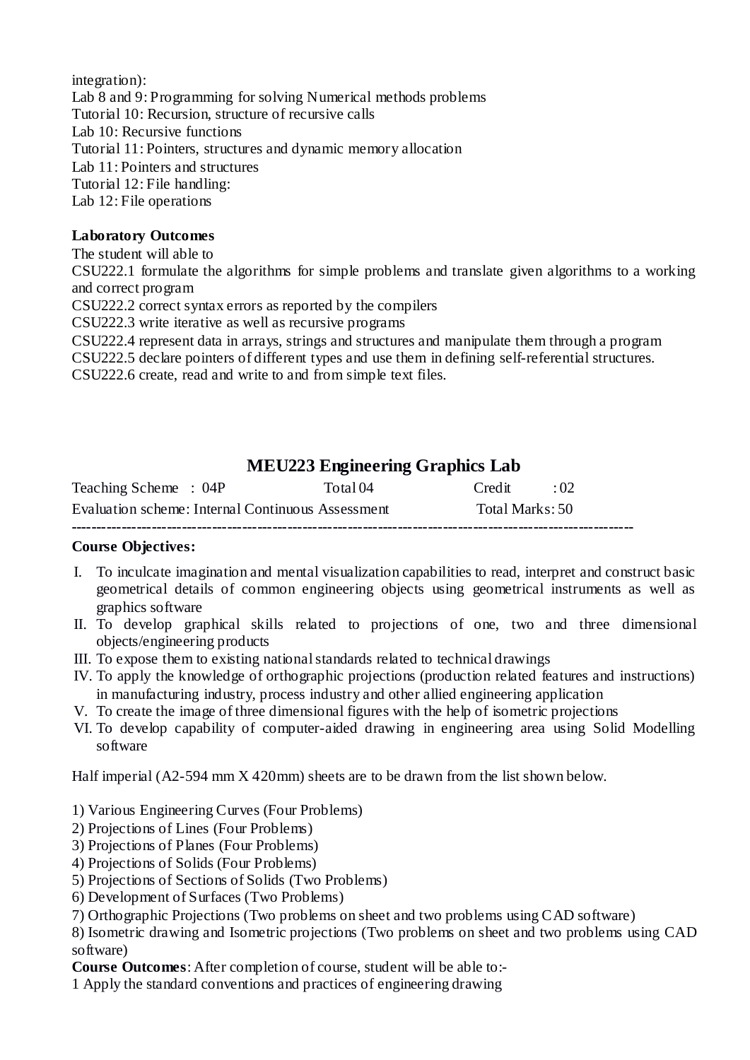integration):

Lab 8 and 9: Programming for solving Numerical methods problems

Tutorial 10: Recursion, structure of recursive calls

Lab 10: Recursive functions

Tutorial 11: Pointers, structures and dynamic memory allocation

Lab 11: Pointers and structures

Tutorial 12: File handling:

Lab 12: File operations

**Laboratory Outcomes**

The student will able to

CSU222.1 formulate the algorithms for simple problems and translate given algorithms to a working and correct program

CSU222.2 correct syntax errors as reported by the compilers

CSU222.3 write iterative as well as recursive programs

CSU222.4 represent data in arrays, strings and structures and manipulate them through a program

CSU222.5 declare pointers of different types and use them in defining self-referential structures.

CSU222.6 create, read and write to and from simple text files.

## MEU223 Engineering Graphics Lab

Teaching Scheme : 04P Total 04 Credit : 02

Evaluation scheme: Internal Continuous Assessment Total Marks: 50

---

**Course Objectives:**

I. To inculcate imagination and mental visualization capabilities to read, interpret and construct basic geometrical details of common engineering objects using geometrical instruments as well as graphics software

II. To develop graphical skills related to projections of one, two and three dimensional objects/engineering products

III. To expose them to existing national standards related to technical drawings

IV. To apply the knowledge of orthographic projections (production related features and instructions) in manufacturing industry, process industry and other allied engineering application

V. To create the image of three dimensional figures with the help of isometric projections

VI. To develop capability of computer-aided drawing in engineering area using Solid Modelling software

Half imperial (A2-594 mm X 420mm) sheets are to be drawn from the list shown below.

1) Various Engineering Curves (Four Problems)
2) Projections of Lines (Four Problems)
3) Projections of Planes (Four Problems)
4) Projections of Solids (Four Problems)
5) Projections of Sections of Solids (Two Problems)
6) Development of Surfaces (Two Problems)
7) Orthographic Projections (Two problems on sheet and two problems using CAD software)
8) Isometric drawing and Isometric projections (Two problems on sheet and two problems using CAD software)

**Course Outcomes**: After completion of course, student will be able to:-

1 Apply the standard conventions and practices of engineering drawing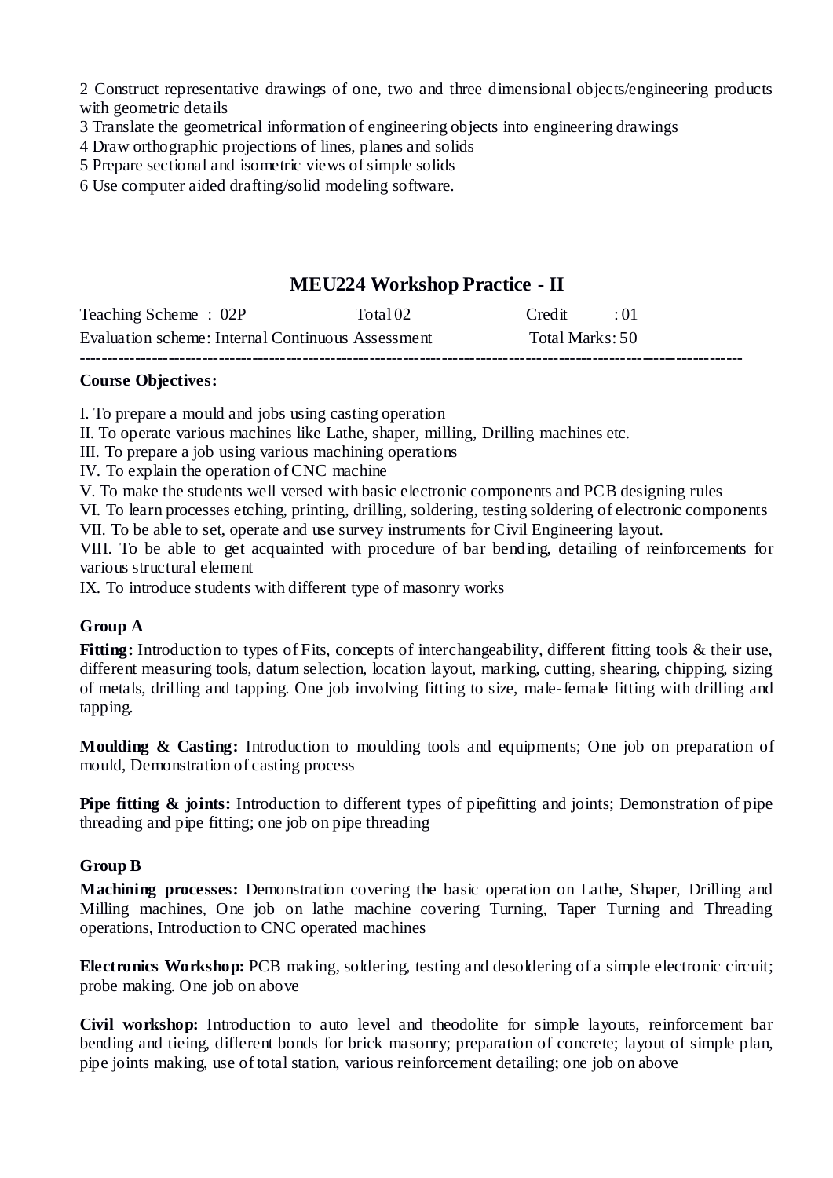2 Construct representative drawings of one, two and three dimensional objects/engineering products with geometric details

3 Translate the geometrical information of engineering objects into engineering drawings

4 Draw orthographic projections of lines, planes and solids

5 Prepare sectional and isometric views of simple solids

6 Use computer aided drafting/solid modeling software.

## MEU224 Workshop Practice - II

| Teaching Scheme : 02P | Total 02 | Credit : 01 |
|---|---|---|
| Evaluation scheme: Internal Continuous Assessment | | Total Marks: 50 |

---

**Course Objectives:**

I. To prepare a mould and jobs using casting operation

II. To operate various machines like Lathe, shaper, milling, Drilling machines etc.

III. To prepare a job using various machining operations

IV. To explain the operation of CNC machine

V. To make the students well versed with basic electronic components and PCB designing rules

VI. To learn processes etching, printing, drilling, soldering, testing soldering of electronic components

VII. To be able to set, operate and use survey instruments for Civil Engineering layout.

VIII. To be able to get acquainted with procedure of bar bending, detailing of reinforcements for various structural element

IX. To introduce students with different type of masonry works

**Group A**

**Fitting:** Introduction to types of Fits, concepts of interchangeability, different fitting tools & their use, different measuring tools, datum selection, location layout, marking, cutting, shearing, chipping, sizing of metals, drilling and tapping. One job involving fitting to size, male-female fitting with drilling and tapping.

**Moulding & Casting:** Introduction to moulding tools and equipments; One job on preparation of mould, Demonstration of casting process

**Pipe fitting & joints:** Introduction to different types of pipefitting and joints; Demonstration of pipe threading and pipe fitting; one job on pipe threading

**Group B**

**Machining processes:** Demonstration covering the basic operation on Lathe, Shaper, Drilling and Milling machines, One job on lathe machine covering Turning, Taper Turning and Threading operations, Introduction to CNC operated machines

**Electronics Workshop:** PCB making, soldering, testing and desoldering of a simple electronic circuit; probe making. One job on above

**Civil workshop:** Introduction to auto level and theodolite for simple layouts, reinforcement bar bending and tieing, different bonds for brick masonry; preparation of concrete; layout of simple plan, pipe joints making, use of total station, various reinforcement detailing; one job on above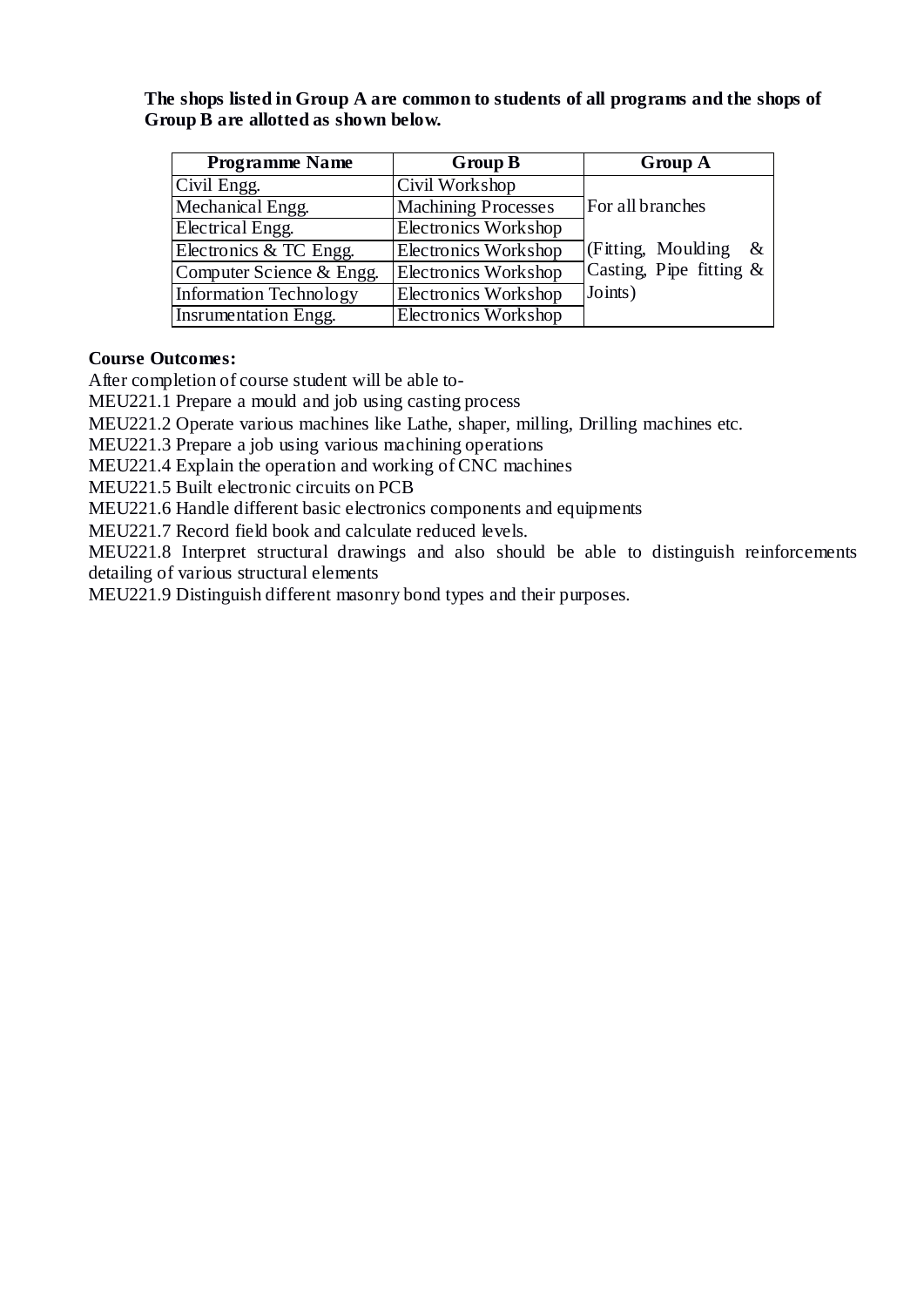**The shops listed in Group A are common to students of all programs and the shops of Group B are allotted as shown below.**

| Programme Name | Group B | Group A |
|---|---|---|
| Civil Engg. | Civil Workshop | For all branches (Fitting, Moulding & Casting, Pipe fitting & Joints) |
| Mechanical Engg. | Machining Processes | |
| Electrical Engg. | Electronics Workshop | |
| Electronics & TC Engg. | Electronics Workshop | |
| Computer Science & Engg. | Electronics Workshop | |
| Information Technology | Electronics Workshop | |
| Insrumentation Engg. | Electronics Workshop | |

**Course Outcomes:**

After completion of course student will be able to-

MEU221.1 Prepare a mould and job using casting process

MEU221.2 Operate various machines like Lathe, shaper, milling, Drilling machines etc.

MEU221.3 Prepare a job using various machining operations

MEU221.4 Explain the operation and working of CNC machines

MEU221.5 Built electronic circuits on PCB

MEU221.6 Handle different basic electronics components and equipments

MEU221.7 Record field book and calculate reduced levels.

MEU221.8 Interpret structural drawings and also should be able to distinguish reinforcements detailing of various structural elements

MEU221.9 Distinguish different masonry bond types and their purposes.